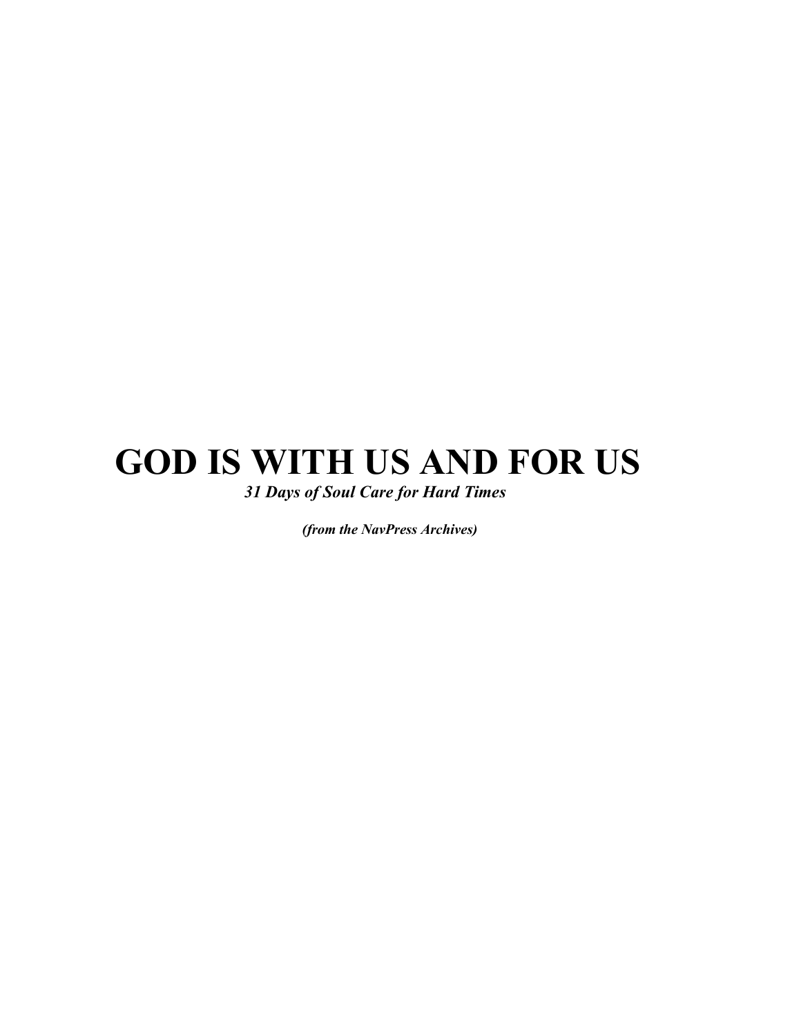# GOD IS WITH US AND FOR US

***31 Days of Soul Care for Hard Times***

***(from the NavPress Archives)***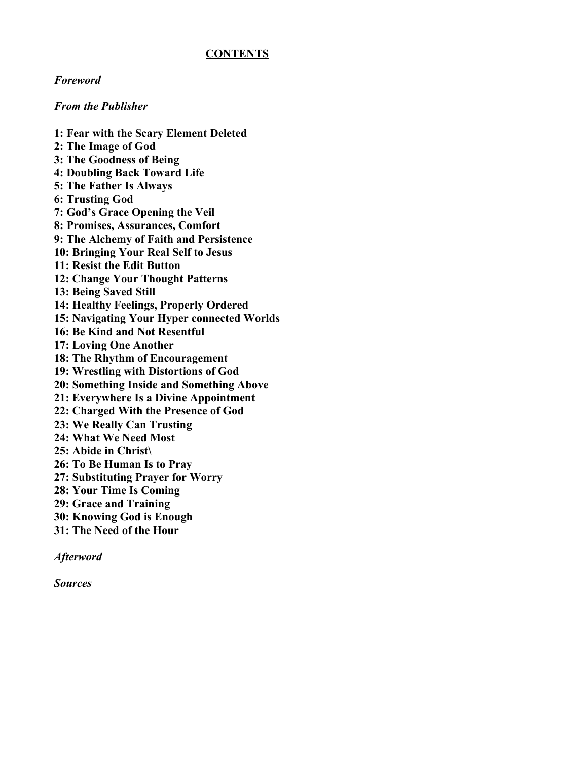# **CONTENTS**

*Foreword*

*From the Publisher*

**1: Fear with the Scary Element Deleted**
**2: The Image of God**
**3: The Goodness of Being**
**4: Doubling Back Toward Life**
**5: The Father Is Always**
**6: Trusting God**
**7: God's Grace Opening the Veil**
**8: Promises, Assurances, Comfort**
**9: The Alchemy of Faith and Persistence**
**10: Bringing Your Real Self to Jesus**
**11: Resist the Edit Button**
**12: Change Your Thought Patterns**
**13: Being Saved Still**
**14: Healthy Feelings, Properly Ordered**
**15: Navigating Your Hyper connected Worlds**
**16: Be Kind and Not Resentful**
**17: Loving One Another**
**18: The Rhythm of Encouragement**
**19: Wrestling with Distortions of God**
**20: Something Inside and Something Above**
**21: Everywhere Is a Divine Appointment**
**22: Charged With the Presence of God**
**23: We Really Can Trusting**
**24: What We Need Most**
**25: Abide in Christ\**
**26: To Be Human Is to Pray**
**27: Substituting Prayer for Worry**
**28: Your Time Is Coming**
**29: Grace and Training**
**30: Knowing God is Enough**
**31: The Need of the Hour**

*Afterword*

*Sources*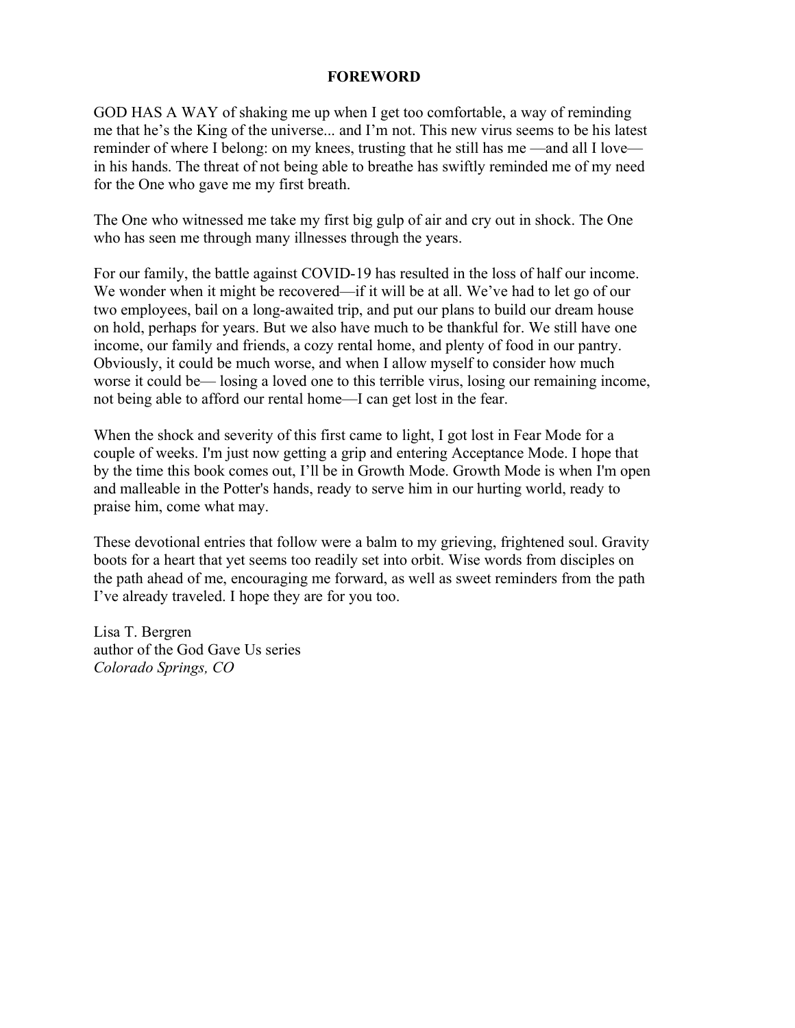# FOREWORD

GOD HAS A WAY of shaking me up when I get too comfortable, a way of reminding me that he's the King of the universe... and I'm not. This new virus seems to be his latest reminder of where I belong: on my knees, trusting that he still has me —and all I love— in his hands. The threat of not being able to breathe has swiftly reminded me of my need for the One who gave me my first breath.

The One who witnessed me take my first big gulp of air and cry out in shock. The One who has seen me through many illnesses through the years.

For our family, the battle against COVID-19 has resulted in the loss of half our income. We wonder when it might be recovered—if it will be at all. We've had to let go of our two employees, bail on a long-awaited trip, and put our plans to build our dream house on hold, perhaps for years. But we also have much to be thankful for. We still have one income, our family and friends, a cozy rental home, and plenty of food in our pantry. Obviously, it could be much worse, and when I allow myself to consider how much worse it could be— losing a loved one to this terrible virus, losing our remaining income, not being able to afford our rental home—I can get lost in the fear.

When the shock and severity of this first came to light, I got lost in Fear Mode for a couple of weeks. I'm just now getting a grip and entering Acceptance Mode. I hope that by the time this book comes out, I'll be in Growth Mode. Growth Mode is when I'm open and malleable in the Potter's hands, ready to serve him in our hurting world, ready to praise him, come what may.

These devotional entries that follow were a balm to my grieving, frightened soul. Gravity boots for a heart that yet seems too readily set into orbit. Wise words from disciples on the path ahead of me, encouraging me forward, as well as sweet reminders from the path I've already traveled. I hope they are for you too.

Lisa T. Bergren
author of the God Gave Us series
*Colorado Springs, CO*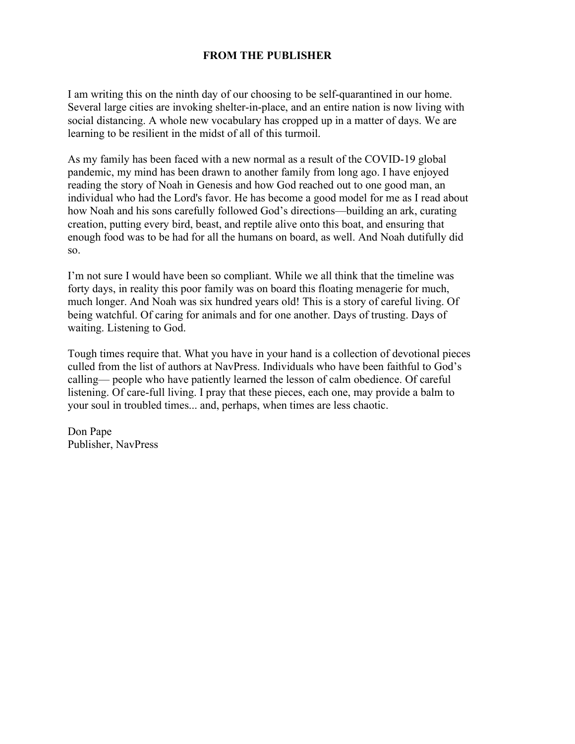## FROM THE PUBLISHER

I am writing this on the ninth day of our choosing to be self-quarantined in our home. Several large cities are invoking shelter-in-place, and an entire nation is now living with social distancing. A whole new vocabulary has cropped up in a matter of days. We are learning to be resilient in the midst of all of this turmoil.

As my family has been faced with a new normal as a result of the COVID-19 global pandemic, my mind has been drawn to another family from long ago. I have enjoyed reading the story of Noah in Genesis and how God reached out to one good man, an individual who had the Lord's favor. He has become a good model for me as I read about how Noah and his sons carefully followed God's directions—building an ark, curating creation, putting every bird, beast, and reptile alive onto this boat, and ensuring that enough food was to be had for all the humans on board, as well. And Noah dutifully did so.

I'm not sure I would have been so compliant. While we all think that the timeline was forty days, in reality this poor family was on board this floating menagerie for much, much longer. And Noah was six hundred years old! This is a story of careful living. Of being watchful. Of caring for animals and for one another. Days of trusting. Days of waiting. Listening to God.

Tough times require that. What you have in your hand is a collection of devotional pieces culled from the list of authors at NavPress. Individuals who have been faithful to God's calling— people who have patiently learned the lesson of calm obedience. Of careful listening. Of care-full living. I pray that these pieces, each one, may provide a balm to your soul in troubled times... and, perhaps, when times are less chaotic.

Don Pape
Publisher, NavPress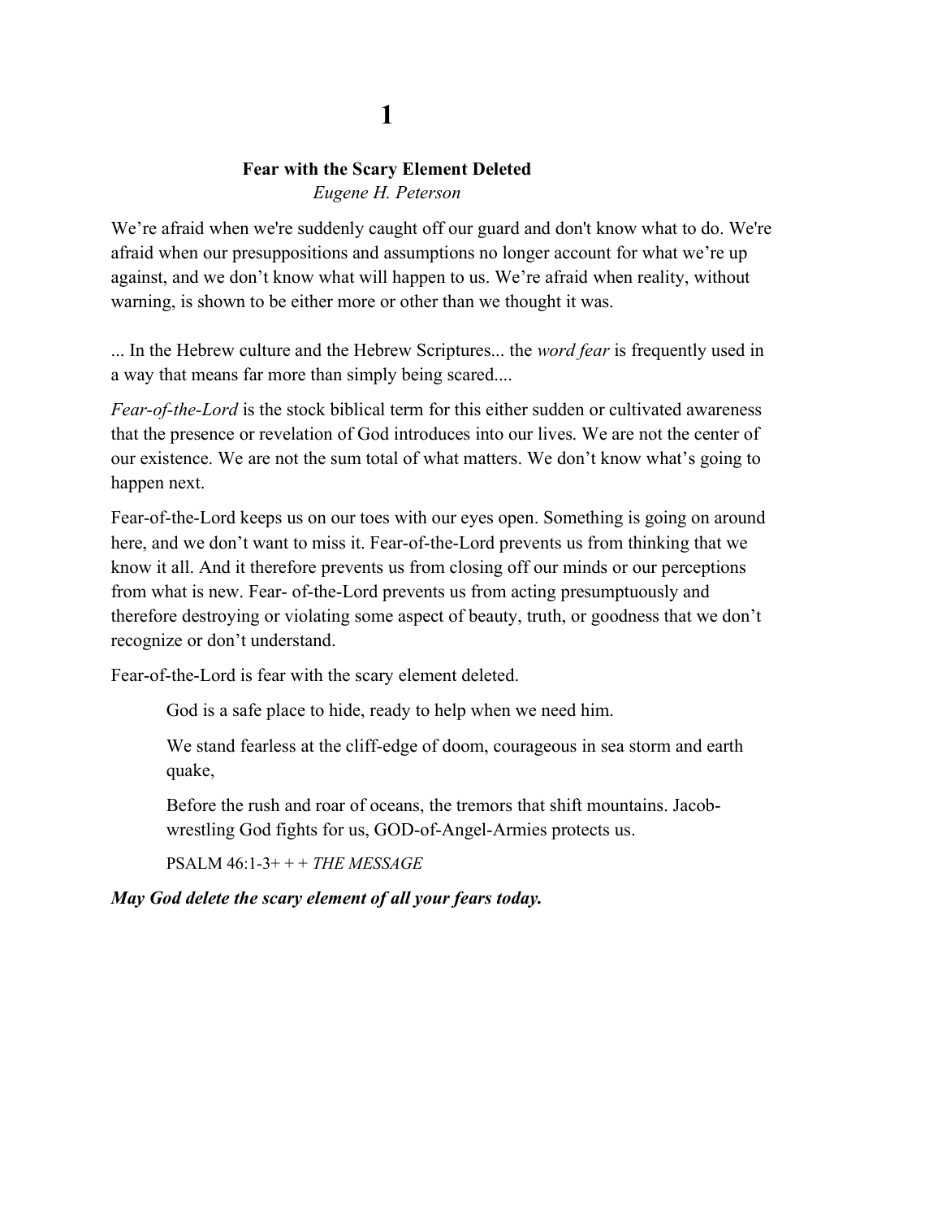# 1

## Fear with the Scary Element Deleted

*Eugene H. Peterson*

We're afraid when we're suddenly caught off our guard and don't know what to do. We're afraid when our presuppositions and assumptions no longer account for what we're up against, and we don't know what will happen to us. We're afraid when reality, without warning, is shown to be either more or other than we thought it was.

... In the Hebrew culture and the Hebrew Scriptures... the *word fear* is frequently used in a way that means far more than simply being scared....

*Fear-of-the-Lord* is the stock biblical term for this either sudden or cultivated awareness that the presence or revelation of God introduces into our lives. We are not the center of our existence. We are not the sum total of what matters. We don't know what's going to happen next.

Fear-of-the-Lord keeps us on our toes with our eyes open. Something is going on around here, and we don't want to miss it. Fear-of-the-Lord prevents us from thinking that we know it all. And it therefore prevents us from closing off our minds or our perceptions from what is new. Fear- of-the-Lord prevents us from acting presumptuously and therefore destroying or violating some aspect of beauty, truth, or goodness that we don't recognize or don't understand.

Fear-of-the-Lord is fear with the scary element deleted.

> God is a safe place to hide, ready to help when we need him.
>
> We stand fearless at the cliff-edge of doom, courageous in sea storm and earth quake,
>
> Before the rush and roar of oceans, the tremors that shift mountains. Jacob-wrestling God fights for us, GOD-of-Angel-Armies protects us.
>
> PSALM 46:1-3+ + + *THE MESSAGE*

***May God delete the scary element of all your fears today.***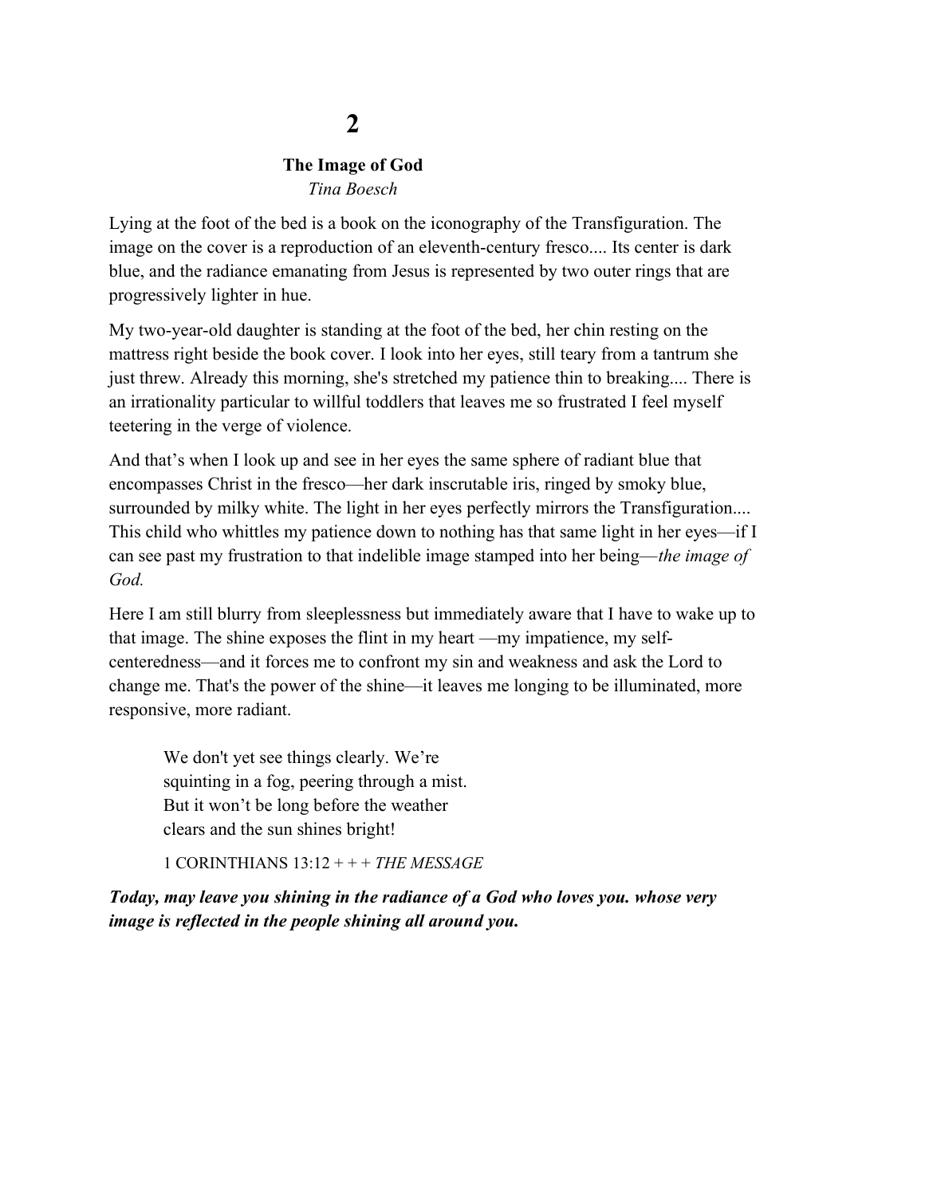# 2

## The Image of God

*Tina Boesch*

Lying at the foot of the bed is a book on the iconography of the Transfiguration. The image on the cover is a reproduction of an eleventh-century fresco.... Its center is dark blue, and the radiance emanating from Jesus is represented by two outer rings that are progressively lighter in hue.

My two-year-old daughter is standing at the foot of the bed, her chin resting on the mattress right beside the book cover. I look into her eyes, still teary from a tantrum she just threw. Already this morning, she's stretched my patience thin to breaking.... There is an irrationality particular to willful toddlers that leaves me so frustrated I feel myself teetering in the verge of violence.

And that's when I look up and see in her eyes the same sphere of radiant blue that encompasses Christ in the fresco—her dark inscrutable iris, ringed by smoky blue, surrounded by milky white. The light in her eyes perfectly mirrors the Transfiguration.... This child who whittles my patience down to nothing has that same light in her eyes—if I can see past my frustration to that indelible image stamped into her being—*the image of God.*

Here I am still blurry from sleeplessness but immediately aware that I have to wake up to that image. The shine exposes the flint in my heart —my impatience, my self-centeredness—and it forces me to confront my sin and weakness and ask the Lord to change me. That's the power of the shine—it leaves me longing to be illuminated, more responsive, more radiant.

> We don't yet see things clearly. We're
> squinting in a fog, peering through a mist.
> But it won't be long before the weather
> clears and the sun shines bright!
>
> 1 CORINTHIANS 13:12 + + + *THE MESSAGE*

***Today, may leave you shining in the radiance of a God who loves you. whose very image is reflected in the people shining all around you.***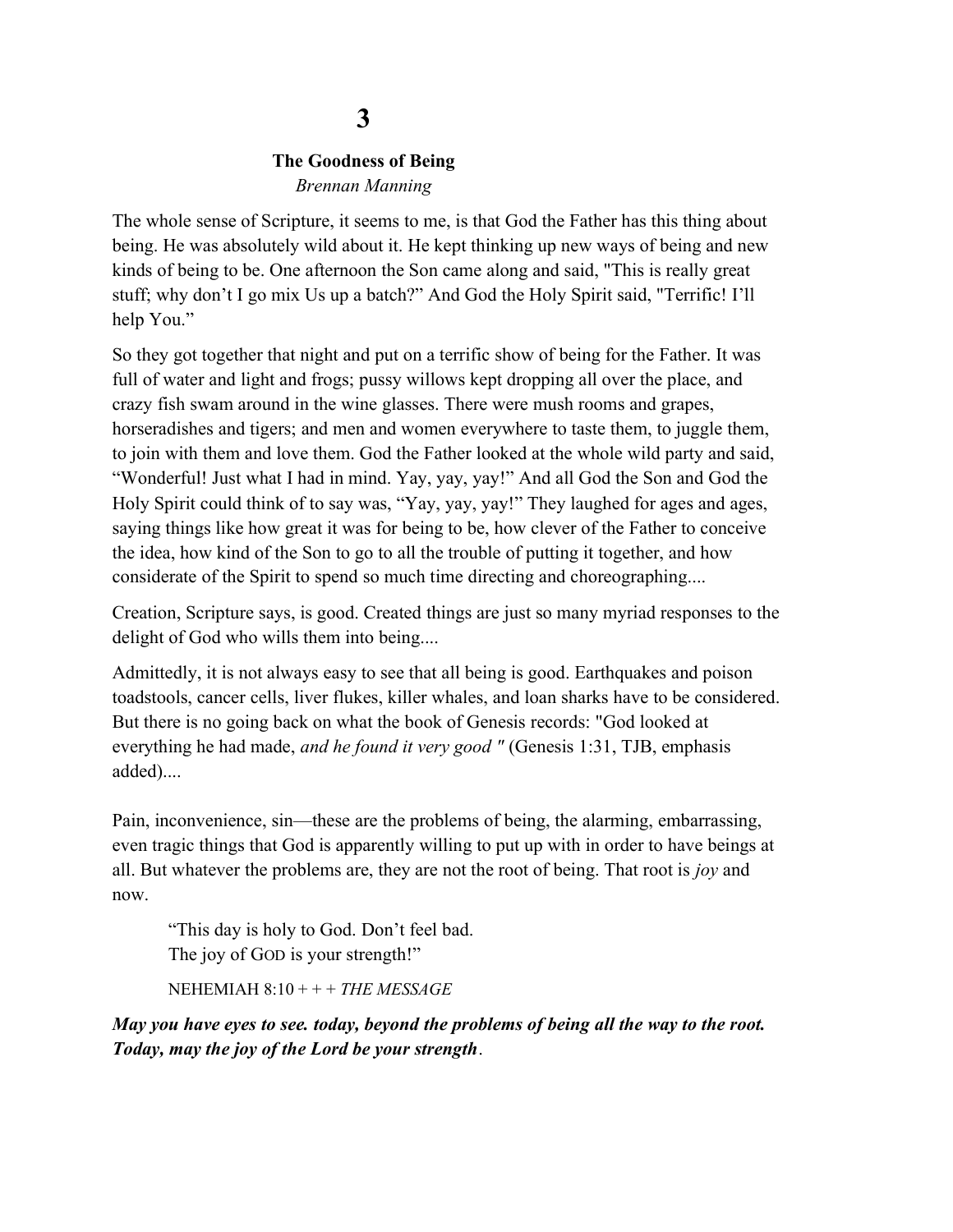# 3

## The Goodness of Being

*Brennan Manning*

The whole sense of Scripture, it seems to me, is that God the Father has this thing about being. He was absolutely wild about it. He kept thinking up new ways of being and new kinds of being to be. One afternoon the Son came along and said, "This is really great stuff; why don't I go mix Us up a batch?" And God the Holy Spirit said, "Terrific! I'll help You."

So they got together that night and put on a terrific show of being for the Father. It was full of water and light and frogs; pussy willows kept dropping all over the place, and crazy fish swam around in the wine glasses. There were mush rooms and grapes, horseradishes and tigers; and men and women everywhere to taste them, to juggle them, to join with them and love them. God the Father looked at the whole wild party and said, "Wonderful! Just what I had in mind. Yay, yay, yay!" And all God the Son and God the Holy Spirit could think of to say was, "Yay, yay, yay!" They laughed for ages and ages, saying things like how great it was for being to be, how clever of the Father to conceive the idea, how kind of the Son to go to all the trouble of putting it together, and how considerate of the Spirit to spend so much time directing and choreographing....

Creation, Scripture says, is good. Created things are just so many myriad responses to the delight of God who wills them into being....

Admittedly, it is not always easy to see that all being is good. Earthquakes and poison toadstools, cancer cells, liver flukes, killer whales, and loan sharks have to be considered. But there is no going back on what the book of Genesis records: "God looked at everything he had made, *and he found it very good "* (Genesis 1:31, TJB, emphasis added)....

Pain, inconvenience, sin—these are the problems of being, the alarming, embarrassing, even tragic things that God is apparently willing to put up with in order to have beings at all. But whatever the problems are, they are not the root of being. That root is *joy* and now.

> "This day is holy to God. Don't feel bad.
> The joy of GOD is your strength!"
>
> NEHEMIAH 8:10 + + + *THE MESSAGE*

***May you have eyes to see. today, beyond the problems of being all the way to the root. Today, may the joy of the Lord be your strength***.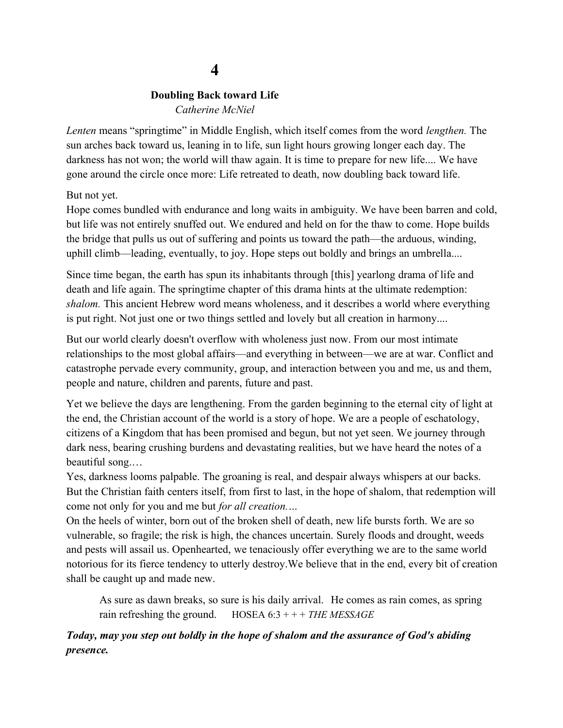# 4

## Doubling Back toward Life

*Catherine McNiel*

*Lenten* means "springtime" in Middle English, which itself comes from the word *lengthen.* The sun arches back toward us, leaning in to life, sun light hours growing longer each day. The darkness has not won; the world will thaw again. It is time to prepare for new life.... We have gone around the circle once more: Life retreated to death, now doubling back toward life.

But not yet.

Hope comes bundled with endurance and long waits in ambiguity. We have been barren and cold, but life was not entirely snuffed out. We endured and held on for the thaw to come. Hope builds the bridge that pulls us out of suffering and points us toward the path—the arduous, winding, uphill climb—leading, eventually, to joy. Hope steps out boldly and brings an umbrella....

Since time began, the earth has spun its inhabitants through [this] yearlong drama of life and death and life again. The springtime chapter of this drama hints at the ultimate redemption: *shalom.* This ancient Hebrew word means wholeness, and it describes a world where everything is put right. Not just one or two things settled and lovely but all creation in harmony....

But our world clearly doesn't overflow with wholeness just now. From our most intimate relationships to the most global affairs—and everything in between—we are at war. Conflict and catastrophe pervade every community, group, and interaction between you and me, us and them, people and nature, children and parents, future and past.

Yet we believe the days are lengthening. From the garden beginning to the eternal city of light at the end, the Christian account of the world is a story of hope. We are a people of eschatology, citizens of a Kingdom that has been promised and begun, but not yet seen. We journey through dark ness, bearing crushing burdens and devastating realities, but we have heard the notes of a beautiful song.…

Yes, darkness looms palpable. The groaning is real, and despair always whispers at our backs. But the Christian faith centers itself, from first to last, in the hope of shalom, that redemption will come not only for you and me but *for all creation.…*

On the heels of winter, born out of the broken shell of death, new life bursts forth. We are so vulnerable, so fragile; the risk is high, the chances uncertain. Surely floods and drought, weeds and pests will assail us. Openhearted, we tenaciously offer everything we are to the same world notorious for its fierce tendency to utterly destroy.We believe that in the end, every bit of creation shall be caught up and made new.

> As sure as dawn breaks, so sure is his daily arrival. He comes as rain comes, as spring rain refreshing the ground. HOSEA 6:3 + + + *THE MESSAGE*

***Today, may you step out boldly in the hope of shalom and the assurance of God's abiding presence.***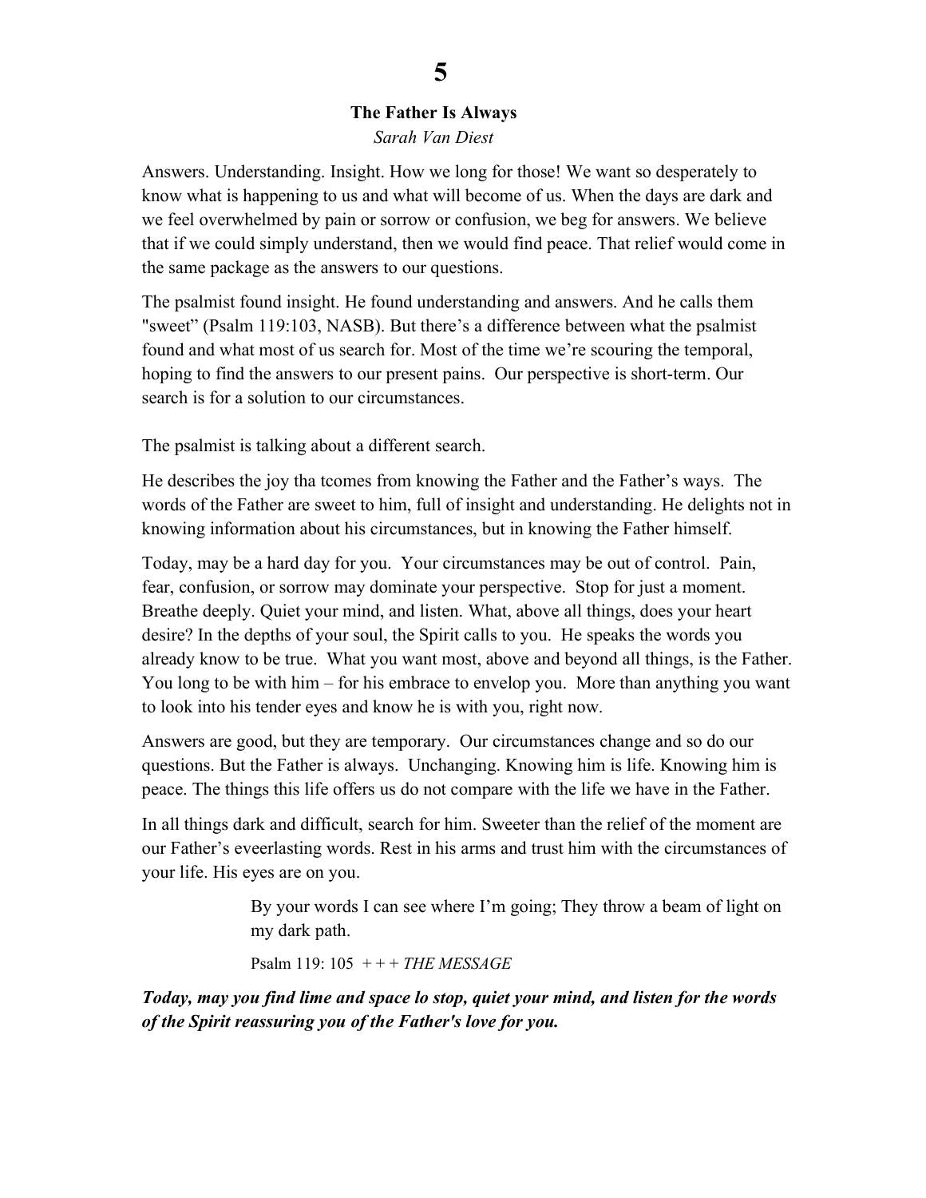# 5

## The Father Is Always

*Sarah Van Diest*

Answers. Understanding. Insight. How we long for those! We want so desperately to know what is happening to us and what will become of us. When the days are dark and we feel overwhelmed by pain or sorrow or confusion, we beg for answers. We believe that if we could simply understand, then we would find peace. That relief would come in the same package as the answers to our questions.

The psalmist found insight. He found understanding and answers. And he calls them "sweet" (Psalm 119:103, NASB). But there's a difference between what the psalmist found and what most of us search for. Most of the time we're scouring the temporal, hoping to find the answers to our present pains. Our perspective is short-term. Our search is for a solution to our circumstances.

The psalmist is talking about a different search.

He describes the joy tha tcomes from knowing the Father and the Father's ways. The words of the Father are sweet to him, full of insight and understanding. He delights not in knowing information about his circumstances, but in knowing the Father himself.

Today, may be a hard day for you. Your circumstances may be out of control. Pain, fear, confusion, or sorrow may dominate your perspective. Stop for just a moment. Breathe deeply. Quiet your mind, and listen. What, above all things, does your heart desire? In the depths of your soul, the Spirit calls to you. He speaks the words you already know to be true. What you want most, above and beyond all things, is the Father. You long to be with him – for his embrace to envelop you. More than anything you want to look into his tender eyes and know he is with you, right now.

Answers are good, but they are temporary. Our circumstances change and so do our questions. But the Father is always. Unchanging. Knowing him is life. Knowing him is peace. The things this life offers us do not compare with the life we have in the Father.

In all things dark and difficult, search for him. Sweeter than the relief of the moment are our Father's eveerlasting words. Rest in his arms and trust him with the circumstances of your life. His eyes are on you.

> By your words I can see where I'm going; They throw a beam of light on my dark path.
>
> Psalm 119: 105 + + + *THE MESSAGE*

***Today, may you find lime and space lo stop, quiet your mind, and listen for the words of the Spirit reassuring you of the Father's love for you.***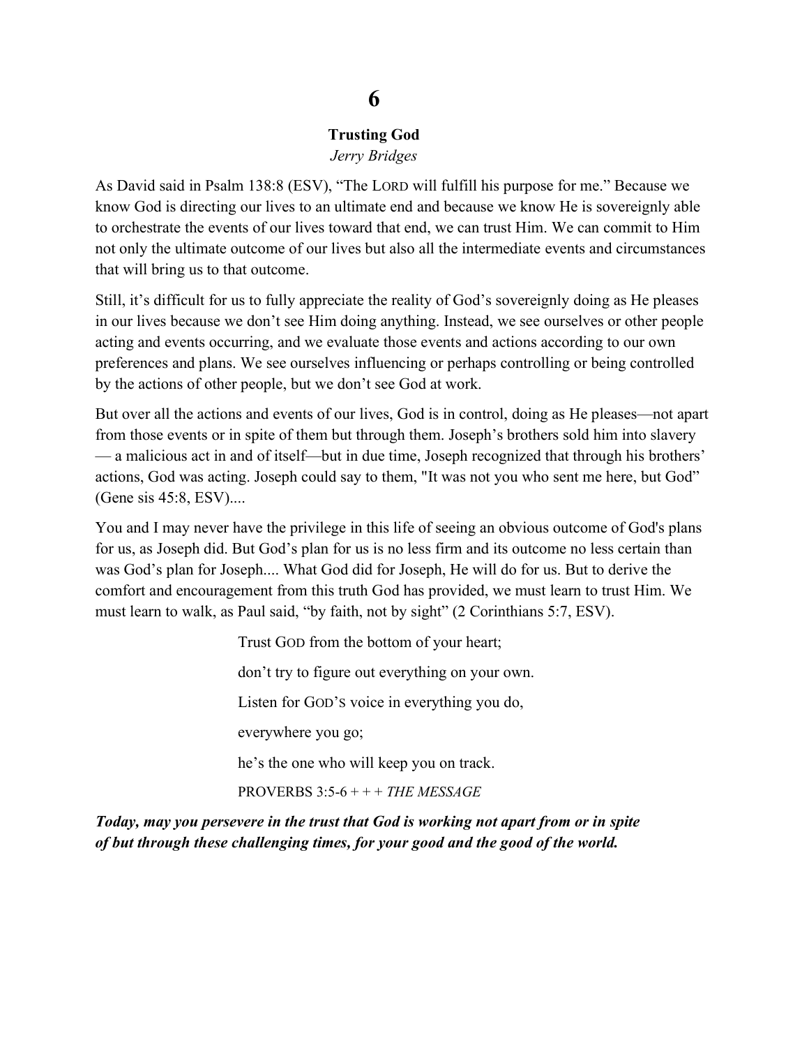# 6

## Trusting God

*Jerry Bridges*

As David said in Psalm 138:8 (ESV), "The LORD will fulfill his purpose for me." Because we know God is directing our lives to an ultimate end and because we know He is sovereignly able to orchestrate the events of our lives toward that end, we can trust Him. We can commit to Him not only the ultimate outcome of our lives but also all the intermediate events and circumstances that will bring us to that outcome.

Still, it's difficult for us to fully appreciate the reality of God's sovereignly doing as He pleases in our lives because we don't see Him doing anything. Instead, we see ourselves or other people acting and events occurring, and we evaluate those events and actions according to our own preferences and plans. We see ourselves influencing or perhaps controlling or being controlled by the actions of other people, but we don't see God at work.

But over all the actions and events of our lives, God is in control, doing as He pleases—not apart from those events or in spite of them but through them. Joseph's brothers sold him into slavery — a malicious act in and of itself—but in due time, Joseph recognized that through his brothers' actions, God was acting. Joseph could say to them, "It was not you who sent me here, but God" (Gene sis 45:8, ESV)....

You and I may never have the privilege in this life of seeing an obvious outcome of God's plans for us, as Joseph did. But God's plan for us is no less firm and its outcome no less certain than was God's plan for Joseph.... What God did for Joseph, He will do for us. But to derive the comfort and encouragement from this truth God has provided, we must learn to trust Him. We must learn to walk, as Paul said, "by faith, not by sight" (2 Corinthians 5:7, ESV).

> Trust GOD from the bottom of your heart;
>
> don't try to figure out everything on your own.
>
> Listen for GOD'S voice in everything you do,
>
> everywhere you go;
>
> he's the one who will keep you on track.
>
> PROVERBS 3:5-6 + + + *THE MESSAGE*

***Today, may you persevere in the trust that God is working not apart from or in spite of but through these challenging times, for your good and the good of the world.***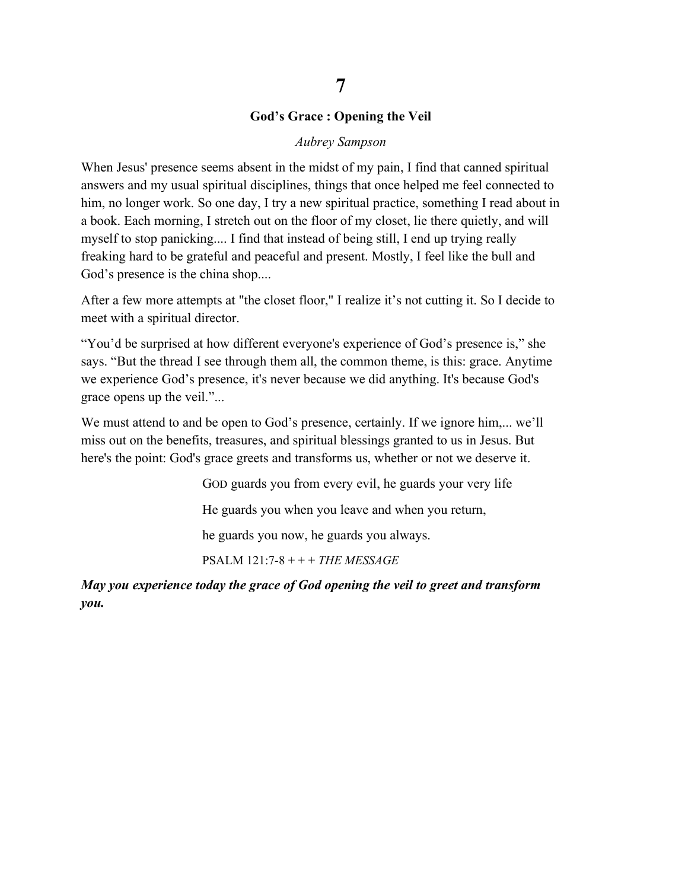# 7

## God's Grace : Opening the Veil

*Aubrey Sampson*

When Jesus' presence seems absent in the midst of my pain, I find that canned spiritual answers and my usual spiritual disciplines, things that once helped me feel connected to him, no longer work. So one day, I try a new spiritual practice, something I read about in a book. Each morning, I stretch out on the floor of my closet, lie there quietly, and will myself to stop panicking.... I find that instead of being still, I end up trying really freaking hard to be grateful and peaceful and present. Mostly, I feel like the bull and God's presence is the china shop....

After a few more attempts at "the closet floor," I realize it's not cutting it. So I decide to meet with a spiritual director.

"You'd be surprised at how different everyone's experience of God's presence is," she says. "But the thread I see through them all, the common theme, is this: grace. Anytime we experience God's presence, it's never because we did anything. It's because God's grace opens up the veil."...

We must attend to and be open to God's presence, certainly. If we ignore him,... we'll miss out on the benefits, treasures, and spiritual blessings granted to us in Jesus. But here's the point: God's grace greets and transforms us, whether or not we deserve it.

> GOD guards you from every evil, he guards your very life
>
> He guards you when you leave and when you return,
>
> he guards you now, he guards you always.
>
> PSALM 121:7-8 + + + *THE MESSAGE*

***May you experience today the grace of God opening the veil to greet and transform you.***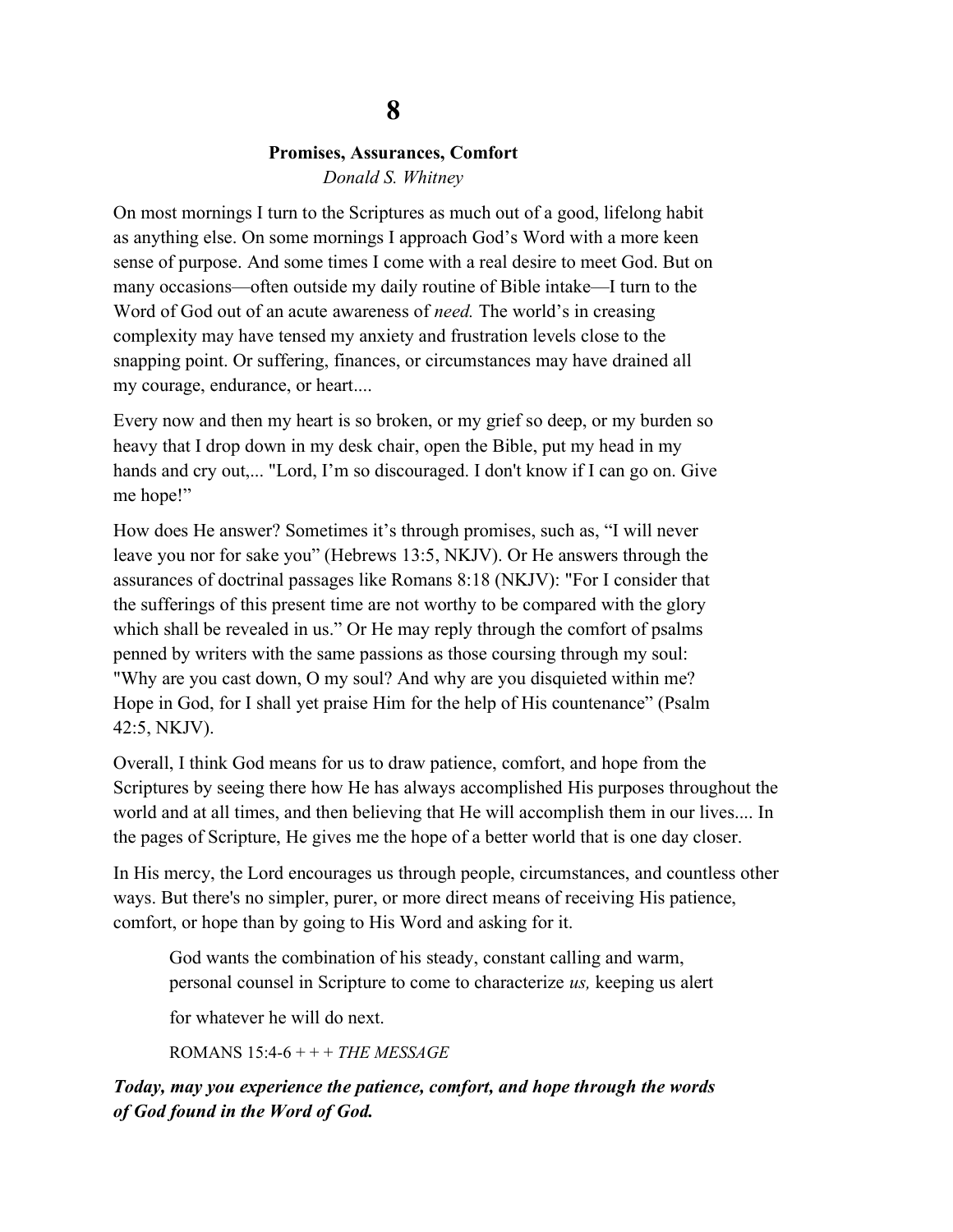# 8

## Promises, Assurances, Comfort

*Donald S. Whitney*

On most mornings I turn to the Scriptures as much out of a good, lifelong habit as anything else. On some mornings I approach God's Word with a more keen sense of purpose. And some times I come with a real desire to meet God. But on many occasions—often outside my daily routine of Bible intake—I turn to the Word of God out of an acute awareness of *need.* The world's in creasing complexity may have tensed my anxiety and frustration levels close to the snapping point. Or suffering, finances, or circumstances may have drained all my courage, endurance, or heart....

Every now and then my heart is so broken, or my grief so deep, or my burden so heavy that I drop down in my desk chair, open the Bible, put my head in my hands and cry out,... "Lord, I'm so discouraged. I don't know if I can go on. Give me hope!"

How does He answer? Sometimes it's through promises, such as, "I will never leave you nor for sake you" (Hebrews 13:5, NKJV). Or He answers through the assurances of doctrinal passages like Romans 8:18 (NKJV): "For I consider that the sufferings of this present time are not worthy to be compared with the glory which shall be revealed in us." Or He may reply through the comfort of psalms penned by writers with the same passions as those coursing through my soul: "Why are you cast down, O my soul? And why are you disquieted within me? Hope in God, for I shall yet praise Him for the help of His countenance" (Psalm 42:5, NKJV).

Overall, I think God means for us to draw patience, comfort, and hope from the Scriptures by seeing there how He has always accomplished His purposes throughout the world and at all times, and then believing that He will accomplish them in our lives.... In the pages of Scripture, He gives me the hope of a better world that is one day closer.

In His mercy, the Lord encourages us through people, circumstances, and countless other ways. But there's no simpler, purer, or more direct means of receiving His patience, comfort, or hope than by going to His Word and asking for it.

> God wants the combination of his steady, constant calling and warm, personal counsel in Scripture to come to characterize *us,* keeping us alert
>
> for whatever he will do next.
>
> ROMANS 15:4-6 + + + *THE MESSAGE*

***Today, may you experience the patience, comfort, and hope through the words of God found in the Word of God.***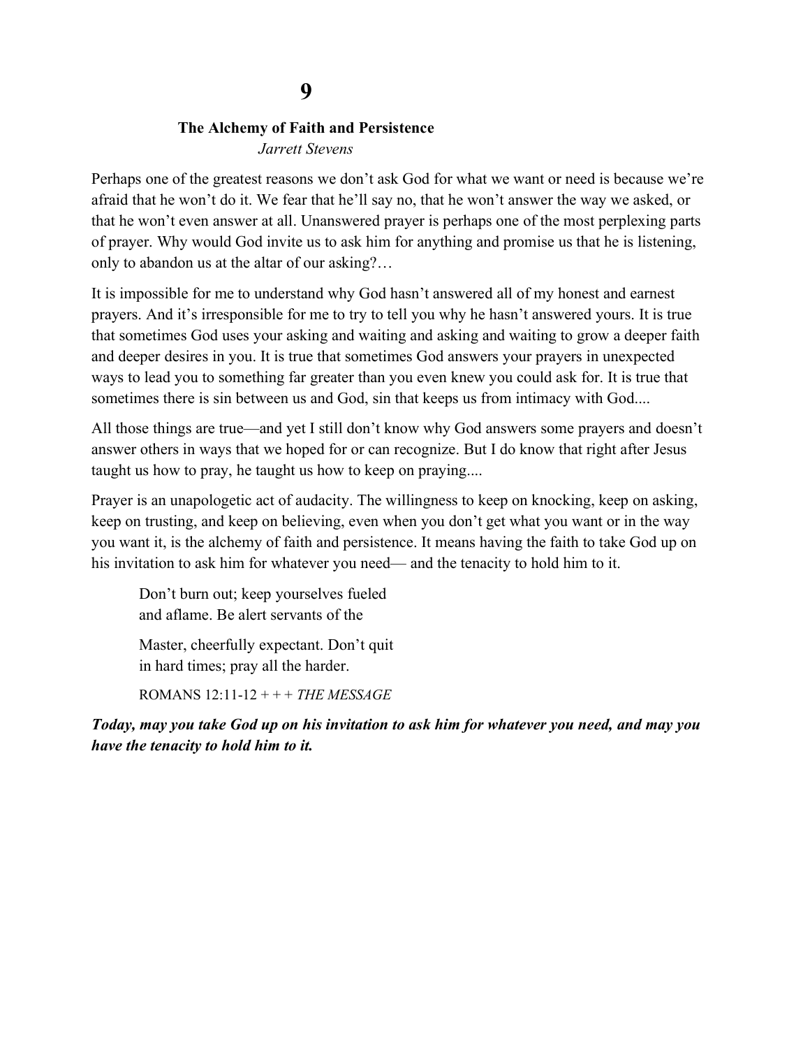# 9

## The Alchemy of Faith and Persistence

*Jarrett Stevens*

Perhaps one of the greatest reasons we don't ask God for what we want or need is because we're afraid that he won't do it. We fear that he'll say no, that he won't answer the way we asked, or that he won't even answer at all. Unanswered prayer is perhaps one of the most perplexing parts of prayer. Why would God invite us to ask him for anything and promise us that he is listening, only to abandon us at the altar of our asking?…

It is impossible for me to understand why God hasn't answered all of my honest and earnest prayers. And it's irresponsible for me to try to tell you why he hasn't answered yours. It is true that sometimes God uses your asking and waiting and asking and waiting to grow a deeper faith and deeper desires in you. It is true that sometimes God answers your prayers in unexpected ways to lead you to something far greater than you even knew you could ask for. It is true that sometimes there is sin between us and God, sin that keeps us from intimacy with God....

All those things are true—and yet I still don't know why God answers some prayers and doesn't answer others in ways that we hoped for or can recognize. But I do know that right after Jesus taught us how to pray, he taught us how to keep on praying....

Prayer is an unapologetic act of audacity. The willingness to keep on knocking, keep on asking, keep on trusting, and keep on believing, even when you don't get what you want or in the way you want it, is the alchemy of faith and persistence. It means having the faith to take God up on his invitation to ask him for whatever you need— and the tenacity to hold him to it.

> Don't burn out; keep yourselves fueled
> and aflame. Be alert servants of the
>
> Master, cheerfully expectant. Don't quit
> in hard times; pray all the harder.
>
> ROMANS 12:11-12 + + + *THE MESSAGE*

***Today, may you take God up on his invitation to ask him for whatever you need, and may you have the tenacity to hold him to it.***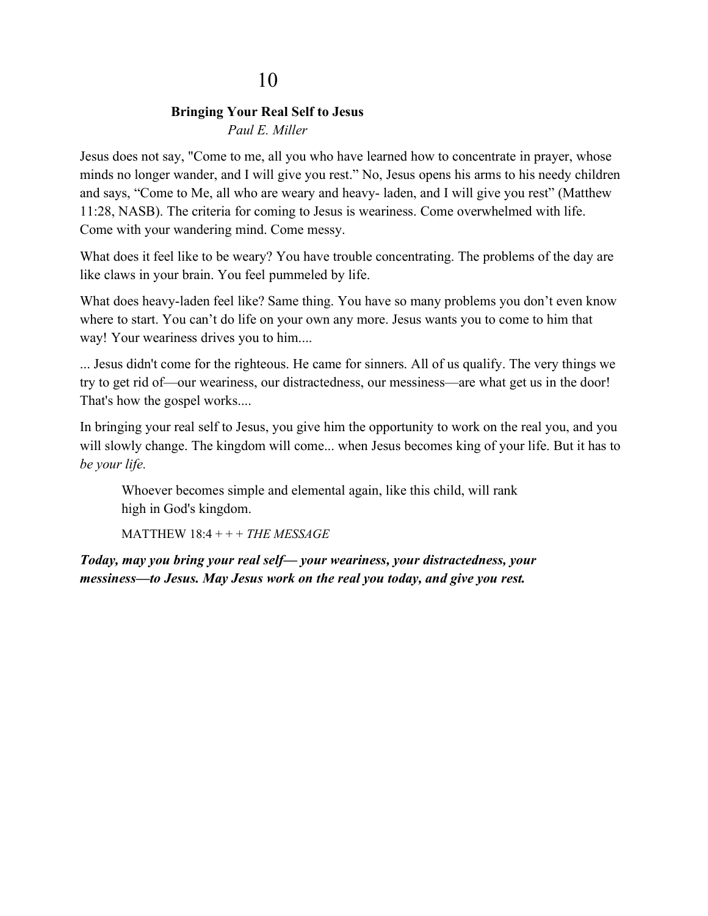# 10

## Bringing Your Real Self to Jesus

*Paul E. Miller*

Jesus does not say, "Come to me, all you who have learned how to concentrate in prayer, whose minds no longer wander, and I will give you rest." No, Jesus opens his arms to his needy children and says, "Come to Me, all who are weary and heavy- laden, and I will give you rest" (Matthew 11:28, NASB). The criteria for coming to Jesus is weariness. Come overwhelmed with life. Come with your wandering mind. Come messy.

What does it feel like to be weary? You have trouble concentrating. The problems of the day are like claws in your brain. You feel pummeled by life.

What does heavy-laden feel like? Same thing. You have so many problems you don't even know where to start. You can't do life on your own any more. Jesus wants you to come to him that way! Your weariness drives you to him....

... Jesus didn't come for the righteous. He came for sinners. All of us qualify. The very things we try to get rid of—our weariness, our distractedness, our messiness—are what get us in the door! That's how the gospel works....

In bringing your real self to Jesus, you give him the opportunity to work on the real you, and you will slowly change. The kingdom will come... when Jesus becomes king of your life. But it has to *be your life.*

> Whoever becomes simple and elemental again, like this child, will rank high in God's kingdom.
>
> MATTHEW 18:4 + + + *THE MESSAGE*

***Today, may you bring your real self— your weariness, your distractedness, your messiness—to Jesus. May Jesus work on the real you today, and give you rest.***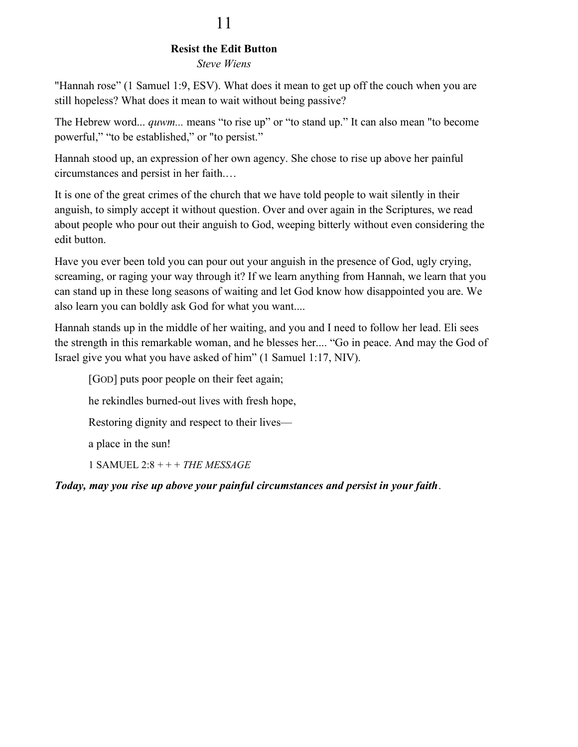## 11

### Resist the Edit Button

*Steve Wiens*

"Hannah rose" (1 Samuel 1:9, ESV). What does it mean to get up off the couch when you are still hopeless? What does it mean to wait without being passive?

The Hebrew word... *quwm...* means "to rise up" or "to stand up." It can also mean "to become powerful," "to be established," or "to persist."

Hannah stood up, an expression of her own agency. She chose to rise up above her painful circumstances and persist in her faith.…

It is one of the great crimes of the church that we have told people to wait silently in their anguish, to simply accept it without question. Over and over again in the Scriptures, we read about people who pour out their anguish to God, weeping bitterly without even considering the edit button.

Have you ever been told you can pour out your anguish in the presence of God, ugly crying, screaming, or raging your way through it? If we learn anything from Hannah, we learn that you can stand up in these long seasons of waiting and let God know how disappointed you are. We also learn you can boldly ask God for what you want....

Hannah stands up in the middle of her waiting, and you and I need to follow her lead. Eli sees the strength in this remarkable woman, and he blesses her.... "Go in peace. And may the God of Israel give you what you have asked of him" (1 Samuel 1:17, NIV).

> [GOD] puts poor people on their feet again;
>
> he rekindles burned-out lives with fresh hope,
>
> Restoring dignity and respect to their lives—
>
> a place in the sun!
>
> 1 SAMUEL 2:8 + + + *THE MESSAGE*

***Today, may you rise up above your painful circumstances and persist in your faith*.**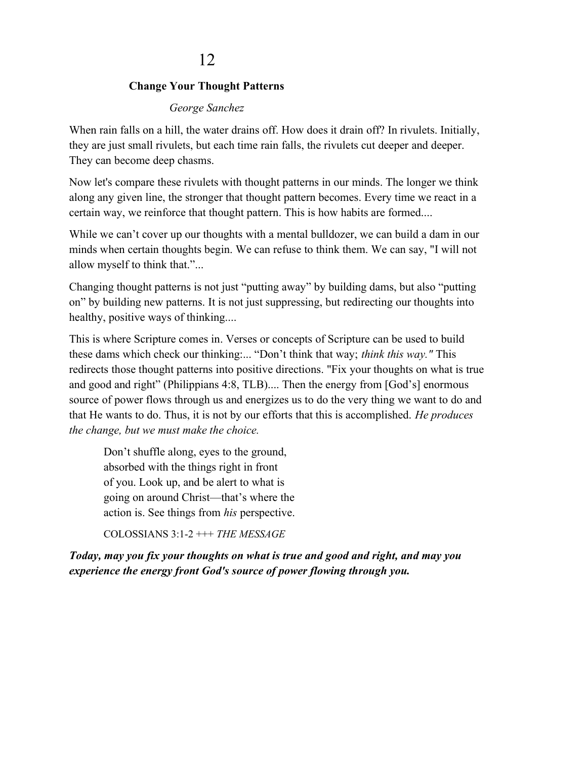# 12

## Change Your Thought Patterns

*George Sanchez*

When rain falls on a hill, the water drains off. How does it drain off? In rivulets. Initially, they are just small rivulets, but each time rain falls, the rivulets cut deeper and deeper. They can become deep chasms.

Now let's compare these rivulets with thought patterns in our minds. The longer we think along any given line, the stronger that thought pattern becomes. Every time we react in a certain way, we reinforce that thought pattern. This is how habits are formed....

While we can't cover up our thoughts with a mental bulldozer, we can build a dam in our minds when certain thoughts begin. We can refuse to think them. We can say, "I will not allow myself to think that."...

Changing thought patterns is not just "putting away" by building dams, but also "putting on" by building new patterns. It is not just suppressing, but redirecting our thoughts into healthy, positive ways of thinking....

This is where Scripture comes in. Verses or concepts of Scripture can be used to build these dams which check our thinking:... "Don't think that way; *think this way."* This redirects those thought patterns into positive directions. "Fix your thoughts on what is true and good and right" (Philippians 4:8, TLB).... Then the energy from [God's] enormous source of power flows through us and energizes us to do the very thing we want to do and that He wants to do. Thus, it is not by our efforts that this is accomplished. *He produces the change, but we must make the choice.*

> Don't shuffle along, eyes to the ground, absorbed with the things right in front of you. Look up, and be alert to what is going on around Christ—that's where the action is. See things from *his* perspective.
>
> COLOSSIANS 3:1-2 +++ *THE MESSAGE*

***Today, may you fix your thoughts on what is true and good and right, and may you experience the energy front God's source of power flowing through you.***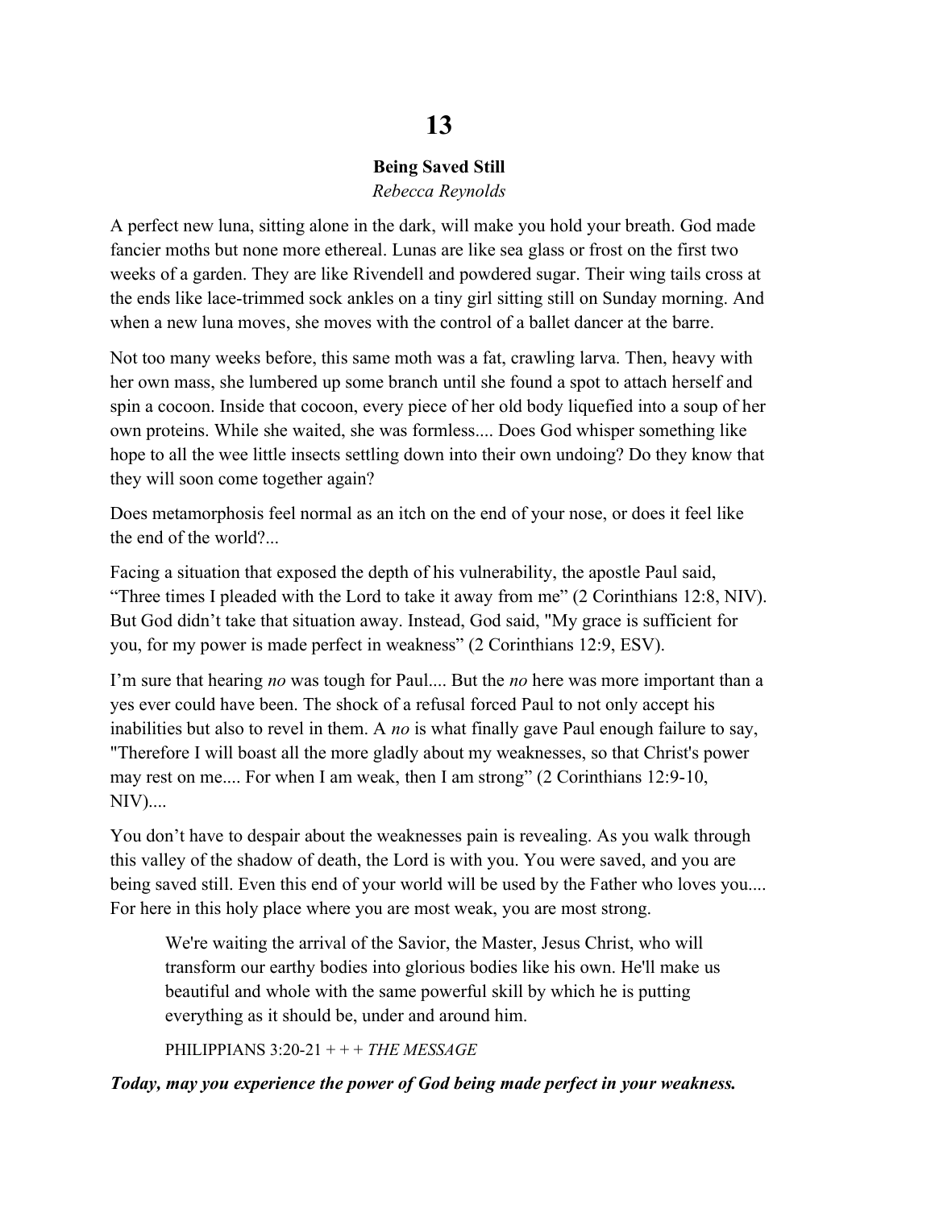# 13

### Being Saved Still

*Rebecca Reynolds*

A perfect new luna, sitting alone in the dark, will make you hold your breath. God made fancier moths but none more ethereal. Lunas are like sea glass or frost on the first two weeks of a garden. They are like Rivendell and powdered sugar. Their wing tails cross at the ends like lace-trimmed sock ankles on a tiny girl sitting still on Sunday morning. And when a new luna moves, she moves with the control of a ballet dancer at the barre.

Not too many weeks before, this same moth was a fat, crawling larva. Then, heavy with her own mass, she lumbered up some branch until she found a spot to attach herself and spin a cocoon. Inside that cocoon, every piece of her old body liquefied into a soup of her own proteins. While she waited, she was formless.... Does God whisper something like hope to all the wee little insects settling down into their own undoing? Do they know that they will soon come together again?

Does metamorphosis feel normal as an itch on the end of your nose, or does it feel like the end of the world?...

Facing a situation that exposed the depth of his vulnerability, the apostle Paul said, “Three times I pleaded with the Lord to take it away from me” (2 Corinthians 12:8, NIV). But God didn’t take that situation away. Instead, God said, "My grace is sufficient for you, for my power is made perfect in weakness” (2 Corinthians 12:9, ESV).

I’m sure that hearing *no* was tough for Paul.... But the *no* here was more important than a yes ever could have been. The shock of a refusal forced Paul to not only accept his inabilities but also to revel in them. A *no* is what finally gave Paul enough failure to say, "Therefore I will boast all the more gladly about my weaknesses, so that Christ's power may rest on me.... For when I am weak, then I am strong” (2 Corinthians 12:9-10, NIV)....

You don’t have to despair about the weaknesses pain is revealing. As you walk through this valley of the shadow of death, the Lord is with you. You were saved, and you are being saved still. Even this end of your world will be used by the Father who loves you.... For here in this holy place where you are most weak, you are most strong.

> We're waiting the arrival of the Savior, the Master, Jesus Christ, who will transform our earthy bodies into glorious bodies like his own. He'll make us beautiful and whole with the same powerful skill by which he is putting everything as it should be, under and around him.
>
> PHILIPPIANS 3:20-21 + + + *THE MESSAGE*

***Today, may you experience the power of God being made perfect in your weakness.***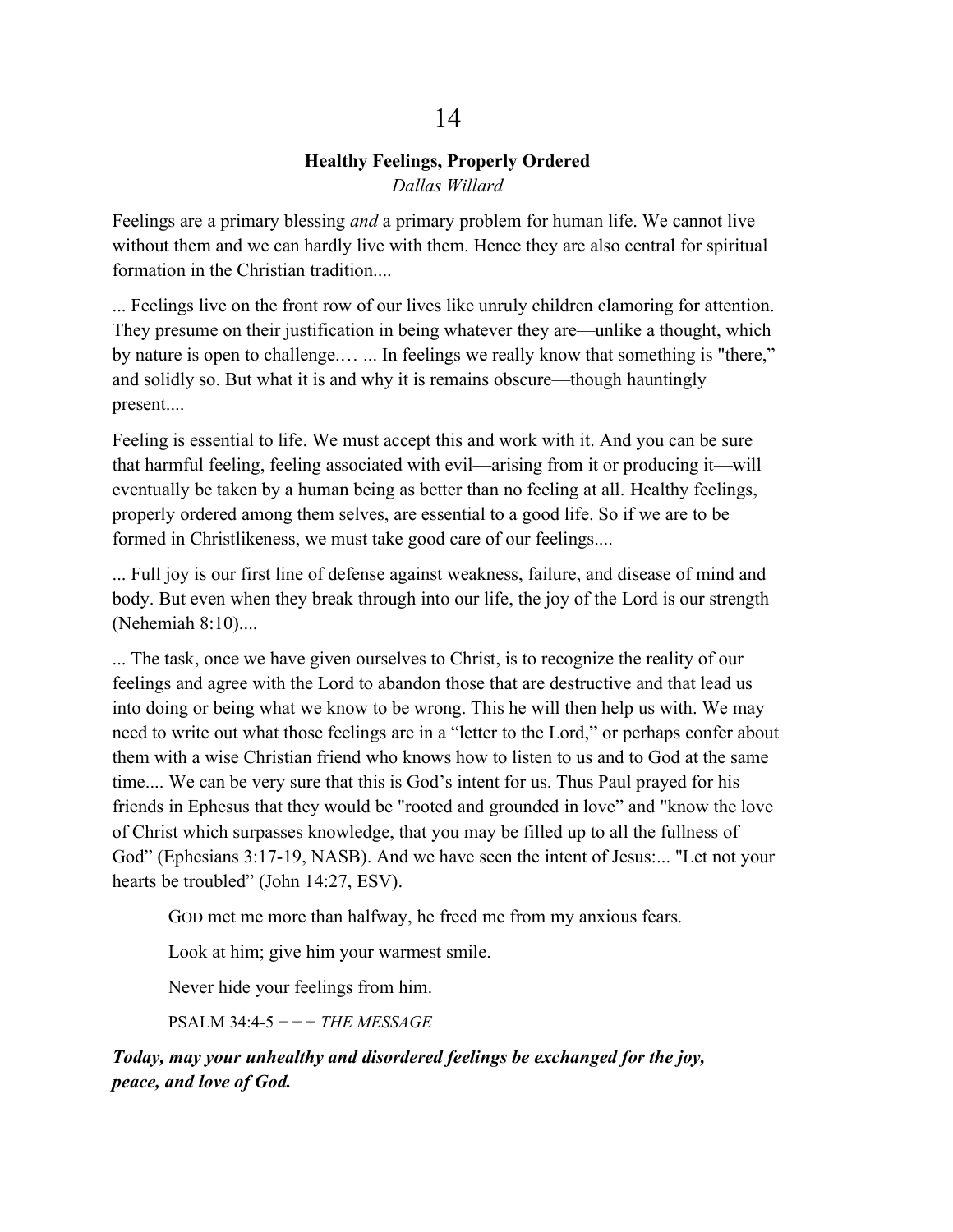# 14

## Healthy Feelings, Properly Ordered

*Dallas Willard*

Feelings are a primary blessing *and* a primary problem for human life. We cannot live without them and we can hardly live with them. Hence they are also central for spiritual formation in the Christian tradition....

... Feelings live on the front row of our lives like unruly children clamoring for attention. They presume on their justification in being whatever they are—unlike a thought, which by nature is open to challenge.… ... In feelings we really know that something is "there," and solidly so. But what it is and why it is remains obscure—though hauntingly present....

Feeling is essential to life. We must accept this and work with it. And you can be sure that harmful feeling, feeling associated with evil—arising from it or producing it—will eventually be taken by a human being as better than no feeling at all. Healthy feelings, properly ordered among them selves, are essential to a good life. So if we are to be formed in Christlikeness, we must take good care of our feelings....

... Full joy is our first line of defense against weakness, failure, and disease of mind and body. But even when they break through into our life, the joy of the Lord is our strength (Nehemiah 8:10)....

... The task, once we have given ourselves to Christ, is to recognize the reality of our feelings and agree with the Lord to abandon those that are destructive and that lead us into doing or being what we know to be wrong. This he will then help us with. We may need to write out what those feelings are in a "letter to the Lord," or perhaps confer about them with a wise Christian friend who knows how to listen to us and to God at the same time.... We can be very sure that this is God's intent for us. Thus Paul prayed for his friends in Ephesus that they would be "rooted and grounded in love" and "know the love of Christ which surpasses knowledge, that you may be filled up to all the fullness of God" (Ephesians 3:17-19, NASB). And we have seen the intent of Jesus:... "Let not your hearts be troubled" (John 14:27, ESV).

> GOD met me more than halfway, he freed me from my anxious fears.
>
> Look at him; give him your warmest smile.
>
> Never hide your feelings from him.
>
> PSALM 34:4-5 + + + *THE MESSAGE*

***Today, may your unhealthy and disordered feelings be exchanged for the joy, peace, and love of God.***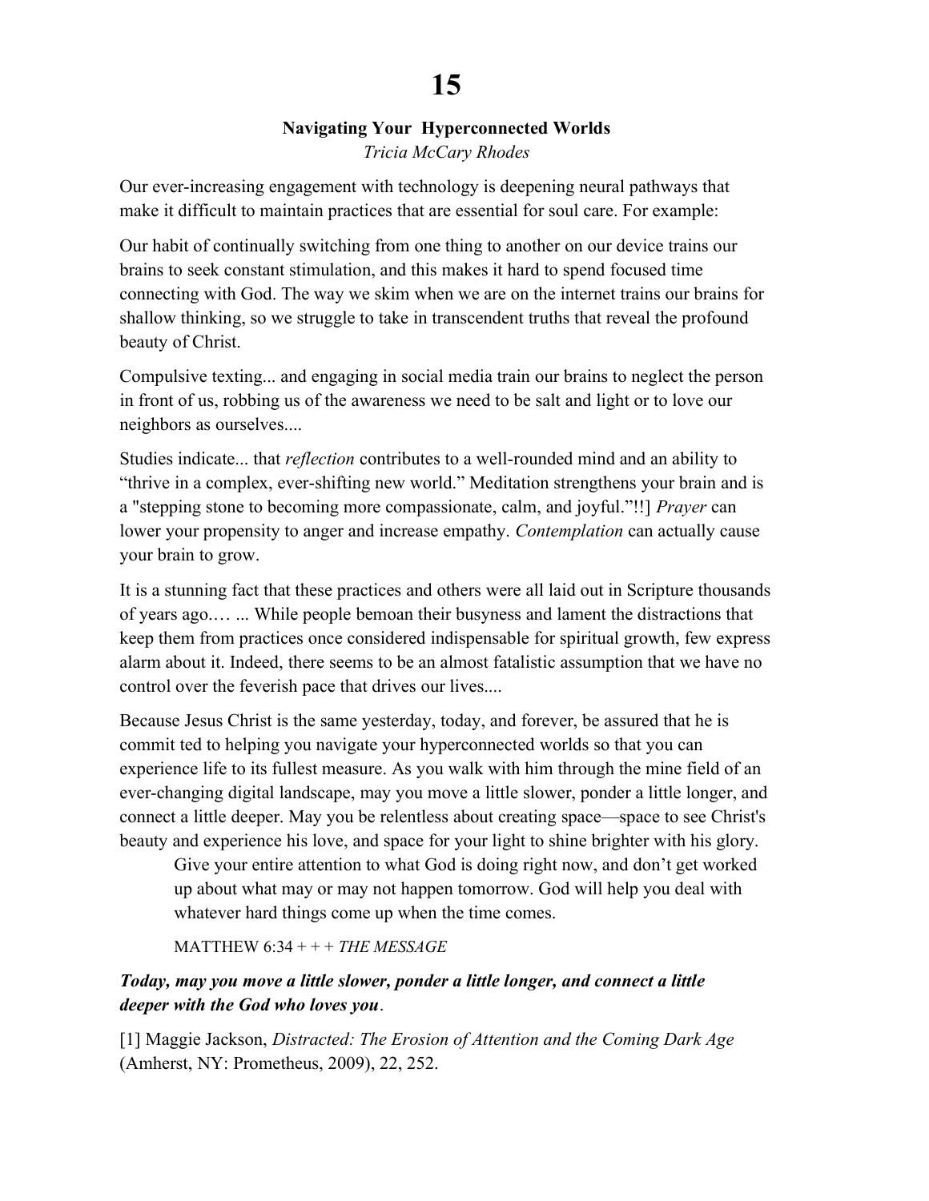# 15

### Navigating Your Hyperconnected Worlds

*Tricia McCary Rhodes*

Our ever-increasing engagement with technology is deepening neural pathways that make it difficult to maintain practices that are essential for soul care. For example:

Our habit of continually switching from one thing to another on our device trains our brains to seek constant stimulation, and this makes it hard to spend focused time connecting with God. The way we skim when we are on the internet trains our brains for shallow thinking, so we struggle to take in transcendent truths that reveal the profound beauty of Christ.

Compulsive texting... and engaging in social media train our brains to neglect the person in front of us, robbing us of the awareness we need to be salt and light or to love our neighbors as ourselves....

Studies indicate... that *reflection* contributes to a well-rounded mind and an ability to "thrive in a complex, ever-shifting new world." Meditation strengthens your brain and is a "stepping stone to becoming more compassionate, calm, and joyful."!!] *Prayer* can lower your propensity to anger and increase empathy. *Contemplation* can actually cause your brain to grow.

It is a stunning fact that these practices and others were all laid out in Scripture thousands of years ago.… ... While people bemoan their busyness and lament the distractions that keep them from practices once considered indispensable for spiritual growth, few express alarm about it. Indeed, there seems to be an almost fatalistic assumption that we have no control over the feverish pace that drives our lives....

Because Jesus Christ is the same yesterday, today, and forever, be assured that he is commit ted to helping you navigate your hyperconnected worlds so that you can experience life to its fullest measure. As you walk with him through the mine field of an ever-changing digital landscape, may you move a little slower, ponder a little longer, and connect a little deeper. May you be relentless about creating space—space to see Christ's beauty and experience his love, and space for your light to shine brighter with his glory.

> Give your entire attention to what God is doing right now, and don't get worked up about what may or may not happen tomorrow. God will help you deal with whatever hard things come up when the time comes.
>
> MATTHEW 6:34 + + + *THE MESSAGE*

***Today, may you move a little slower, ponder a little longer, and connect a little deeper with the God who loves you*.**

[1] Maggie Jackson, *Distracted: The Erosion of Attention and the Coming Dark Age* (Amherst, NY: Prometheus, 2009), 22, 252.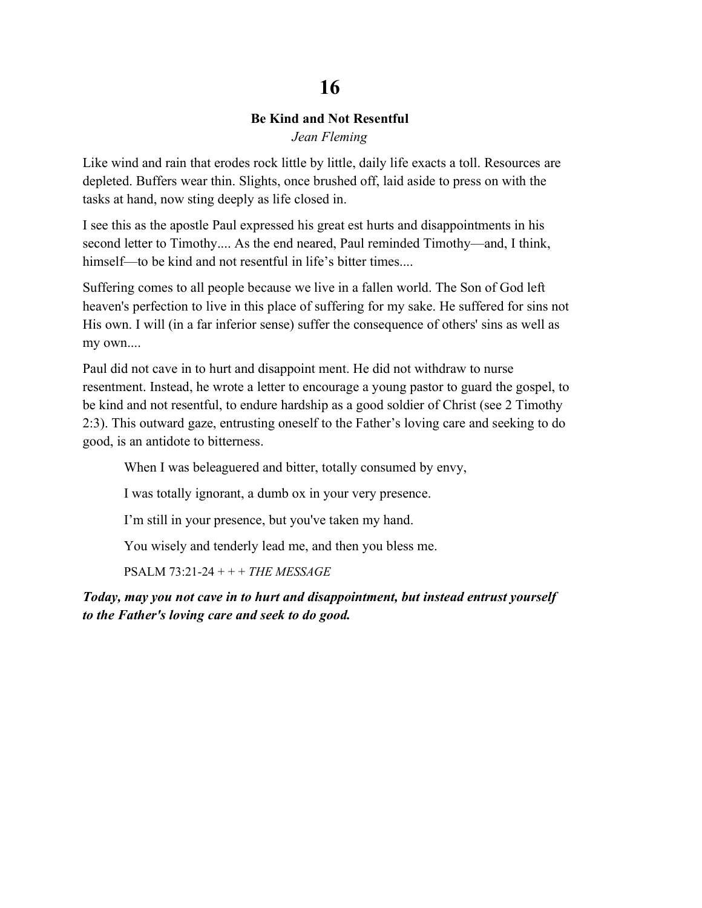# 16

## Be Kind and Not Resentful

*Jean Fleming*

Like wind and rain that erodes rock little by little, daily life exacts a toll. Resources are depleted. Buffers wear thin. Slights, once brushed off, laid aside to press on with the tasks at hand, now sting deeply as life closed in.

I see this as the apostle Paul expressed his great est hurts and disappointments in his second letter to Timothy.... As the end neared, Paul reminded Timothy—and, I think, himself—to be kind and not resentful in life's bitter times....

Suffering comes to all people because we live in a fallen world. The Son of God left heaven's perfection to live in this place of suffering for my sake. He suffered for sins not His own. I will (in a far inferior sense) suffer the consequence of others' sins as well as my own....

Paul did not cave in to hurt and disappoint ment. He did not withdraw to nurse resentment. Instead, he wrote a letter to encourage a young pastor to guard the gospel, to be kind and not resentful, to endure hardship as a good soldier of Christ (see 2 Timothy 2:3). This outward gaze, entrusting oneself to the Father's loving care and seeking to do good, is an antidote to bitterness.

> When I was beleaguered and bitter, totally consumed by envy,
>
> I was totally ignorant, a dumb ox in your very presence.
>
> I'm still in your presence, but you've taken my hand.
>
> You wisely and tenderly lead me, and then you bless me.
>
> PSALM 73:21-24 + + + *THE MESSAGE*

***Today, may you not cave in to hurt and disappointment, but instead entrust yourself to the Father's loving care and seek to do good.***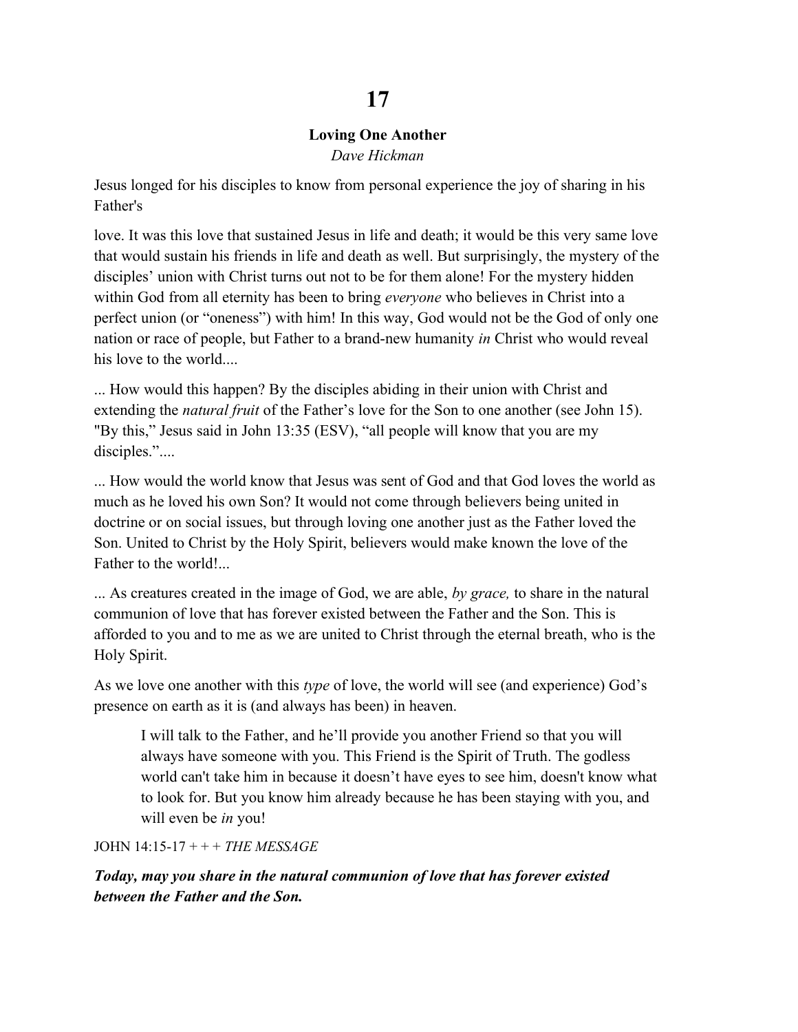# 17

## Loving One Another

*Dave Hickman*

Jesus longed for his disciples to know from personal experience the joy of sharing in his Father's

love. It was this love that sustained Jesus in life and death; it would be this very same love that would sustain his friends in life and death as well. But surprisingly, the mystery of the disciples' union with Christ turns out not to be for them alone! For the mystery hidden within God from all eternity has been to bring *everyone* who believes in Christ into a perfect union (or "oneness") with him! In this way, God would not be the God of only one nation or race of people, but Father to a brand-new humanity *in* Christ who would reveal his love to the world....

... How would this happen? By the disciples abiding in their union with Christ and extending the *natural fruit* of the Father's love for the Son to one another (see John 15). "By this," Jesus said in John 13:35 (ESV), "all people will know that you are my disciples."....

... How would the world know that Jesus was sent of God and that God loves the world as much as he loved his own Son? It would not come through believers being united in doctrine or on social issues, but through loving one another just as the Father loved the Son. United to Christ by the Holy Spirit, believers would make known the love of the Father to the world!...

... As creatures created in the image of God, we are able, *by grace,* to share in the natural communion of love that has forever existed between the Father and the Son. This is afforded to you and to me as we are united to Christ through the eternal breath, who is the Holy Spirit.

As we love one another with this *type* of love, the world will see (and experience) God's presence on earth as it is (and always has been) in heaven.

> I will talk to the Father, and he'll provide you another Friend so that you will always have someone with you. This Friend is the Spirit of Truth. The godless world can't take him in because it doesn't have eyes to see him, doesn't know what to look for. But you know him already because he has been staying with you, and will even be *in* you!

JOHN 14:15-17 + + + *THE MESSAGE*

***Today, may you share in the natural communion of love that has forever existed between the Father and the Son.***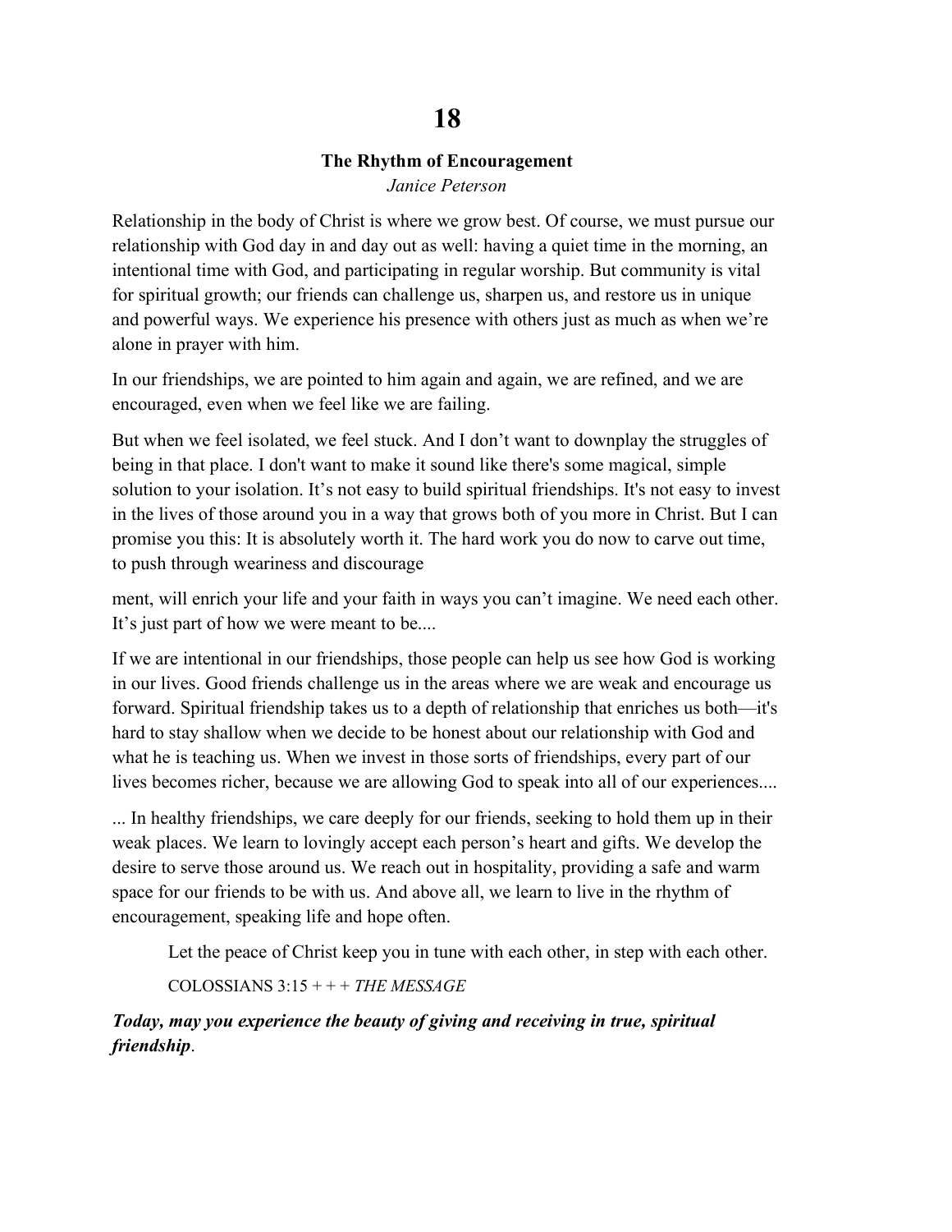# 18

### The Rhythm of Encouragement

*Janice Peterson*

Relationship in the body of Christ is where we grow best. Of course, we must pursue our relationship with God day in and day out as well: having a quiet time in the morning, an intentional time with God, and participating in regular worship. But community is vital for spiritual growth; our friends can challenge us, sharpen us, and restore us in unique and powerful ways. We experience his presence with others just as much as when we're alone in prayer with him.

In our friendships, we are pointed to him again and again, we are refined, and we are encouraged, even when we feel like we are failing.

But when we feel isolated, we feel stuck. And I don't want to downplay the struggles of being in that place. I don't want to make it sound like there's some magical, simple solution to your isolation. It's not easy to build spiritual friendships. It's not easy to invest in the lives of those around you in a way that grows both of you more in Christ. But I can promise you this: It is absolutely worth it. The hard work you do now to carve out time, to push through weariness and discouragement, will enrich your life and your faith in ways you can't imagine. We need each other. It's just part of how we were meant to be....

If we are intentional in our friendships, those people can help us see how God is working in our lives. Good friends challenge us in the areas where we are weak and encourage us forward. Spiritual friendship takes us to a depth of relationship that enriches us both—it's hard to stay shallow when we decide to be honest about our relationship with God and what he is teaching us. When we invest in those sorts of friendships, every part of our lives becomes richer, because we are allowing God to speak into all of our experiences....

... In healthy friendships, we care deeply for our friends, seeking to hold them up in their weak places. We learn to lovingly accept each person's heart and gifts. We develop the desire to serve those around us. We reach out in hospitality, providing a safe and warm space for our friends to be with us. And above all, we learn to live in the rhythm of encouragement, speaking life and hope often.

> Let the peace of Christ keep you in tune with each other, in step with each other.
>
> COLOSSIANS 3:15 + + + *THE MESSAGE*

***Today, may you experience the beauty of giving and receiving in true, spiritual friendship***.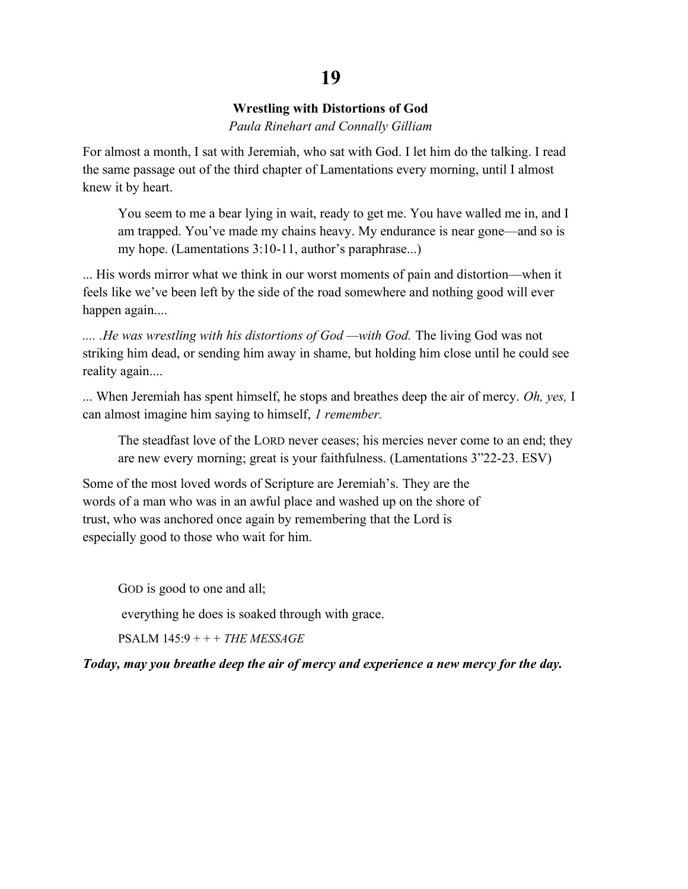# 19

**Wrestling with Distortions of God**

*Paula Rinehart and Connally Gilliam*

For almost a month, I sat with Jeremiah, who sat with God. I let him do the talking. I read the same passage out of the third chapter of Lamentations every morning, until I almost knew it by heart.

> You seem to me a bear lying in wait, ready to get me. You have walled me in, and I am trapped. You've made my chains heavy. My endurance is near gone—and so is my hope. (Lamentations 3:10-11, author's paraphrase...)

... His words mirror what we think in our worst moments of pain and distortion—when it feels like we've been left by the side of the road somewhere and nothing good will ever happen again....

.... *.He was wrestling with his distortions of God —with God.* The living God was not striking him dead, or sending him away in shame, but holding him close until he could see reality again....

... When Jeremiah has spent himself, he stops and breathes deep the air of mercy. *Oh, yes,* I can almost imagine him saying to himself, *1 remember.*

> The steadfast love of the LORD never ceases; his mercies never come to an end; they are new every morning; great is your faithfulness. (Lamentations 3"22-23. ESV)

Some of the most loved words of Scripture are Jeremiah's. They are the words of a man who was in an awful place and washed up on the shore of trust, who was anchored once again by remembering that the Lord is especially good to those who wait for him.

> GOD is good to one and all;
>
> everything he does is soaked through with grace.
>
> PSALM 145:9 + + + *THE MESSAGE*

***Today, may you breathe deep the air of mercy and experience a new mercy for the day.***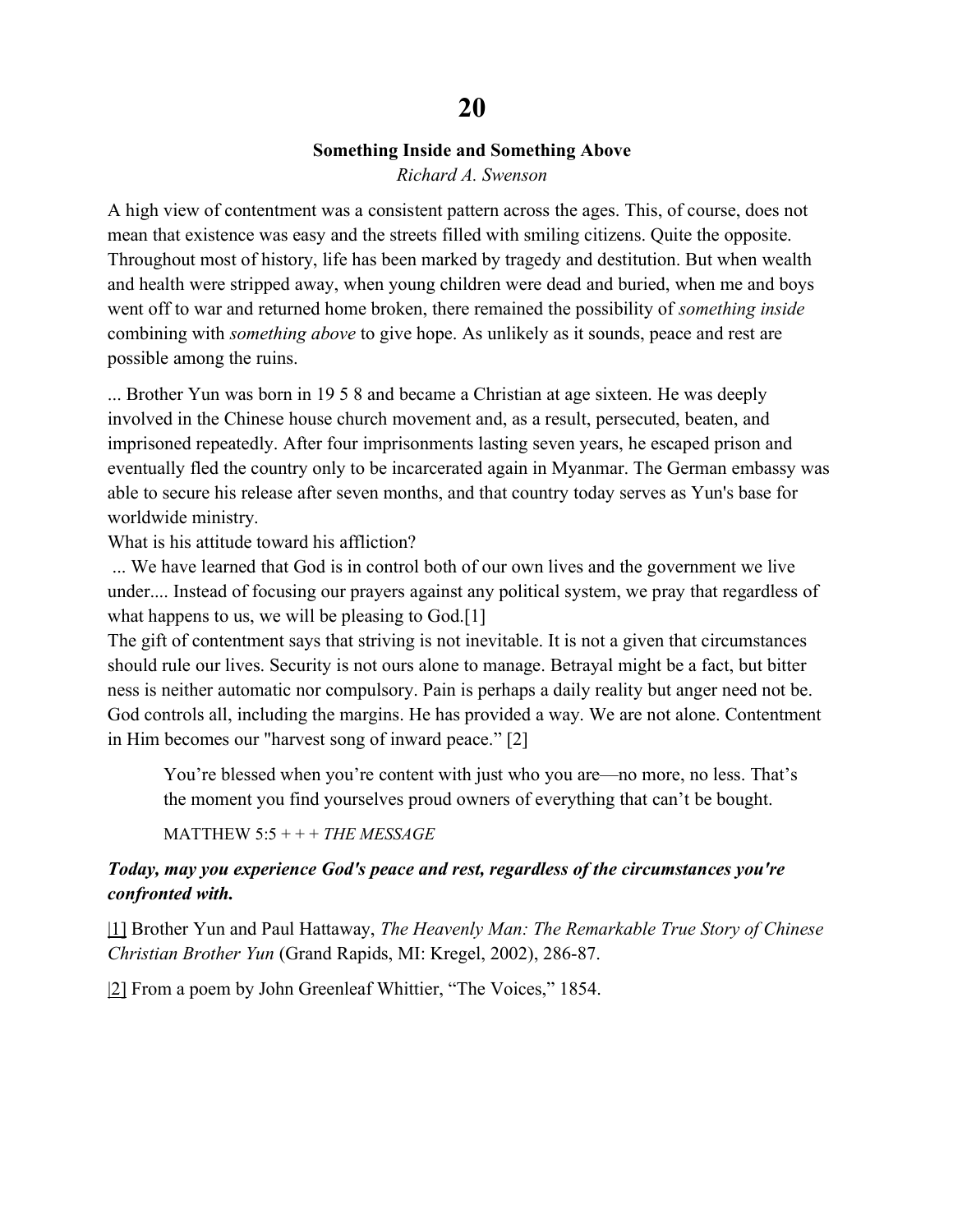# 20

## Something Inside and Something Above

*Richard A. Swenson*

A high view of contentment was a consistent pattern across the ages. This, of course, does not mean that existence was easy and the streets filled with smiling citizens. Quite the opposite. Throughout most of history, life has been marked by tragedy and destitution. But when wealth and health were stripped away, when young children were dead and buried, when me and boys went off to war and returned home broken, there remained the possibility of *something inside* combining with *something above* to give hope. As unlikely as it sounds, peace and rest are possible among the ruins.

... Brother Yun was born in 19 5 8 and became a Christian at age sixteen. He was deeply involved in the Chinese house church movement and, as a result, persecuted, beaten, and imprisoned repeatedly. After four imprisonments lasting seven years, he escaped prison and eventually fled the country only to be incarcerated again in Myanmar. The German embassy was able to secure his release after seven months, and that country today serves as Yun's base for worldwide ministry.

What is his attitude toward his affliction?

... We have learned that God is in control both of our own lives and the government we live under.... Instead of focusing our prayers against any political system, we pray that regardless of what happens to us, we will be pleasing to God.[1]

The gift of contentment says that striving is not inevitable. It is not a given that circumstances should rule our lives. Security is not ours alone to manage. Betrayal might be a fact, but bitter ness is neither automatic nor compulsory. Pain is perhaps a daily reality but anger need not be. God controls all, including the margins. He has provided a way. We are not alone. Contentment in Him becomes our "harvest song of inward peace." [2]

> You're blessed when you're content with just who you are—no more, no less. That's the moment you find yourselves proud owners of everything that can't be bought.
>
> MATTHEW 5:5 + + + *THE MESSAGE*

***Today, may you experience God's peace and rest, regardless of the circumstances you're confronted with.***

[1] Brother Yun and Paul Hattaway, *The Heavenly Man: The Remarkable True Story of Chinese Christian Brother Yun* (Grand Rapids, MI: Kregel, 2002), 286-87.

[2] From a poem by John Greenleaf Whittier, "The Voices," 1854.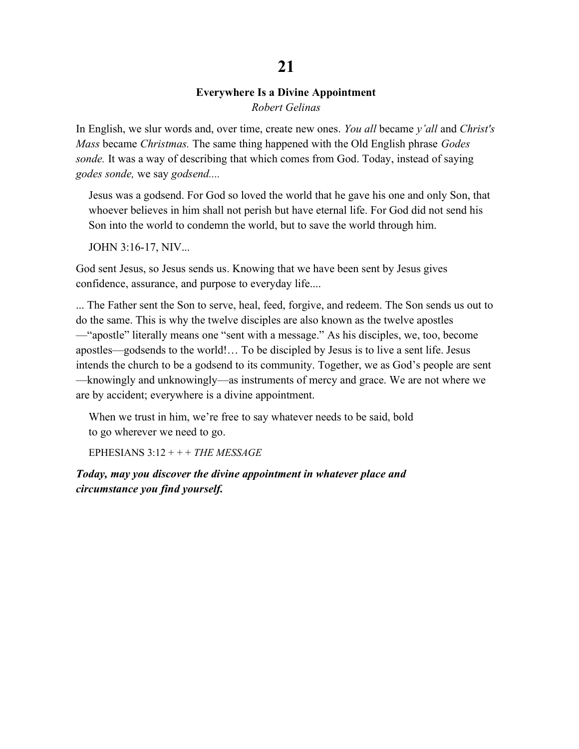# 21

### Everywhere Is a Divine Appointment

*Robert Gelinas*

In English, we slur words and, over time, create new ones. *You all* became *y'all* and *Christ's Mass* became *Christmas.* The same thing happened with the Old English phrase *Godes sonde.* It was a way of describing that which comes from God. Today, instead of saying *godes sonde,* we say *godsend....*

> Jesus was a godsend. For God so loved the world that he gave his one and only Son, that whoever believes in him shall not perish but have eternal life. For God did not send his Son into the world to condemn the world, but to save the world through him.
>
> JOHN 3:16-17, NIV...

God sent Jesus, so Jesus sends us. Knowing that we have been sent by Jesus gives confidence, assurance, and purpose to everyday life....

... The Father sent the Son to serve, heal, feed, forgive, and redeem. The Son sends us out to do the same. This is why the twelve disciples are also known as the twelve apostles—"apostle" literally means one "sent with a message." As his disciples, we, too, become apostles—godsends to the world!… To be discipled by Jesus is to live a sent life. Jesus intends the church to be a godsend to its community. Together, we as God's people are sent—knowingly and unknowingly—as instruments of mercy and grace. We are not where we are by accident; everywhere is a divine appointment.

> When we trust in him, we're free to say whatever needs to be said, bold to go wherever we need to go.
>
> EPHESIANS 3:12 + + + *THE MESSAGE*

***Today, may you discover the divine appointment in whatever place and circumstance you find yourself.***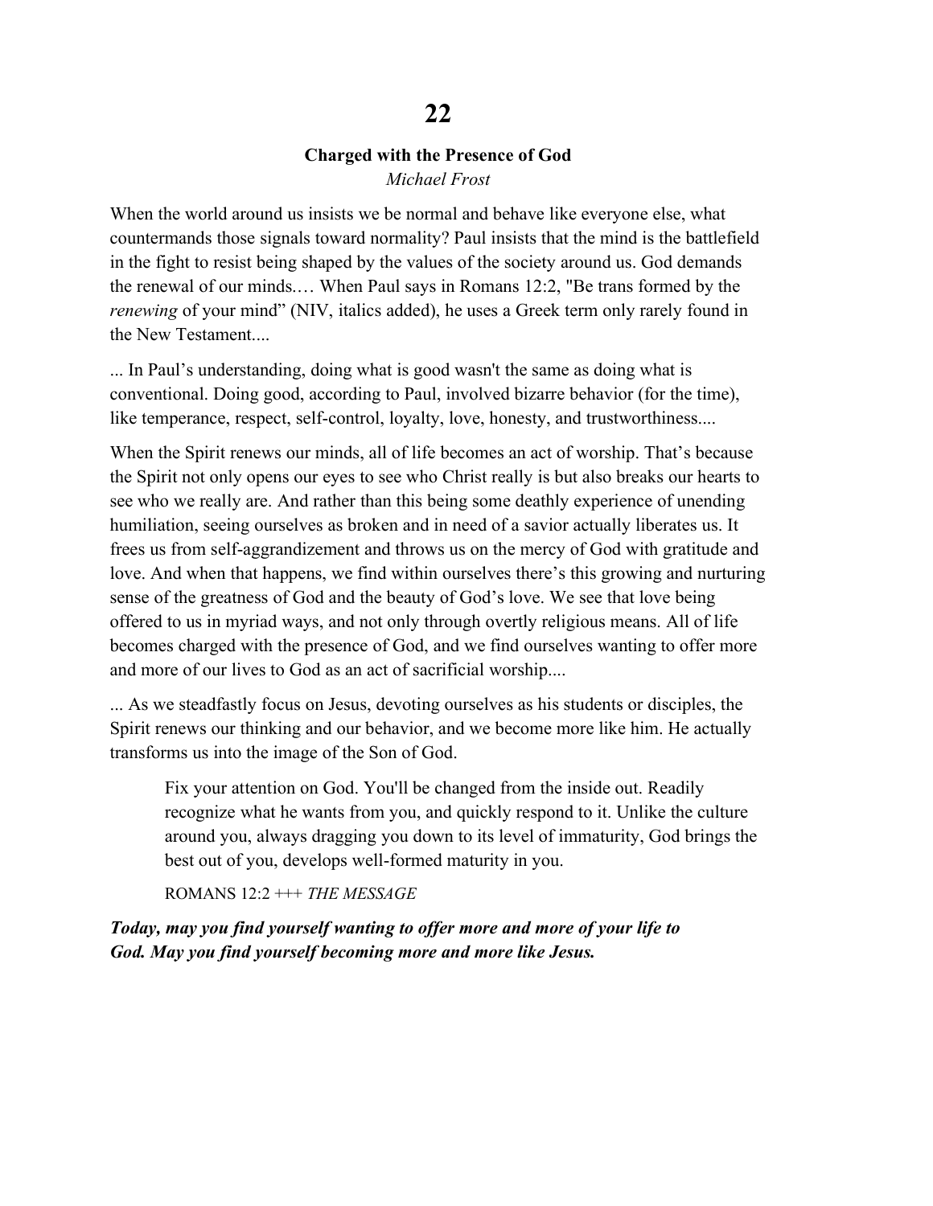# 22

## Charged with the Presence of God

*Michael Frost*

When the world around us insists we be normal and behave like everyone else, what countermands those signals toward normality? Paul insists that the mind is the battlefield in the fight to resist being shaped by the values of the society around us. God demands the renewal of our minds.… When Paul says in Romans 12:2, "Be trans formed by the *renewing* of your mind" (NIV, italics added), he uses a Greek term only rarely found in the New Testament....

... In Paul's understanding, doing what is good wasn't the same as doing what is conventional. Doing good, according to Paul, involved bizarre behavior (for the time), like temperance, respect, self-control, loyalty, love, honesty, and trustworthiness....

When the Spirit renews our minds, all of life becomes an act of worship. That's because the Spirit not only opens our eyes to see who Christ really is but also breaks our hearts to see who we really are. And rather than this being some deathly experience of unending humiliation, seeing ourselves as broken and in need of a savior actually liberates us. It frees us from self-aggrandizement and throws us on the mercy of God with gratitude and love. And when that happens, we find within ourselves there's this growing and nurturing sense of the greatness of God and the beauty of God's love. We see that love being offered to us in myriad ways, and not only through overtly religious means. All of life becomes charged with the presence of God, and we find ourselves wanting to offer more and more of our lives to God as an act of sacrificial worship....

... As we steadfastly focus on Jesus, devoting ourselves as his students or disciples, the Spirit renews our thinking and our behavior, and we become more like him. He actually transforms us into the image of the Son of God.

> Fix your attention on God. You'll be changed from the inside out. Readily recognize what he wants from you, and quickly respond to it. Unlike the culture around you, always dragging you down to its level of immaturity, God brings the best out of you, develops well-formed maturity in you.
>
> ROMANS 12:2 +++ *THE MESSAGE*

***Today, may you find yourself wanting to offer more and more of your life to God. May you find yourself becoming more and more like Jesus.***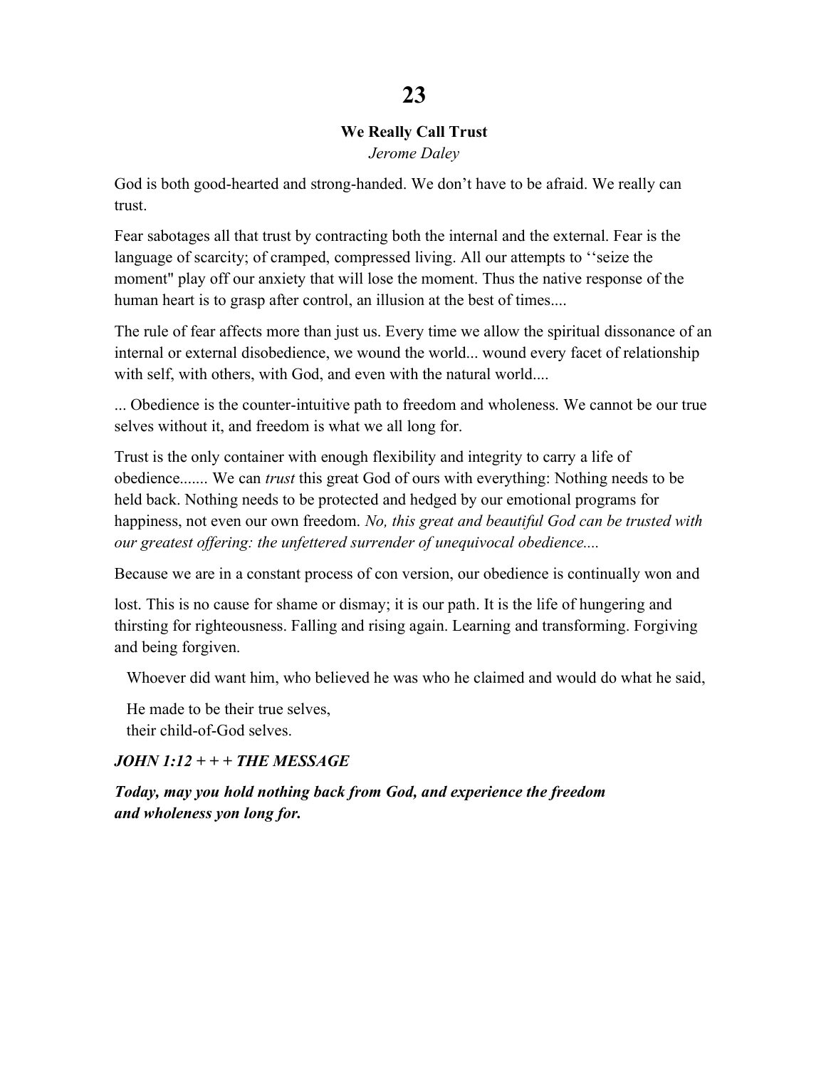# 23

### We Really Call Trust

*Jerome Daley*

God is both good-hearted and strong-handed. We don't have to be afraid. We really can trust.

Fear sabotages all that trust by contracting both the internal and the external. Fear is the language of scarcity; of cramped, compressed living. All our attempts to ''seize the moment" play off our anxiety that will lose the moment. Thus the native response of the human heart is to grasp after control, an illusion at the best of times....

The rule of fear affects more than just us. Every time we allow the spiritual dissonance of an internal or external disobedience, we wound the world... wound every facet of relationship with self, with others, with God, and even with the natural world....

... Obedience is the counter-intuitive path to freedom and wholeness. We cannot be our true selves without it, and freedom is what we all long for.

Trust is the only container with enough flexibility and integrity to carry a life of obedience....... We can *trust* this great God of ours with everything: Nothing needs to be held back. Nothing needs to be protected and hedged by our emotional programs for happiness, not even our own freedom. *No, this great and beautiful God can be trusted with our greatest offering: the unfettered surrender of unequivocal obedience....*

Because we are in a constant process of con version, our obedience is continually won and

lost. This is no cause for shame or dismay; it is our path. It is the life of hungering and thirsting for righteousness. Falling and rising again. Learning and transforming. Forgiving and being forgiven.

Whoever did want him, who believed he was who he claimed and would do what he said,

He made to be their true selves,
their child-of-God selves.

***JOHN 1:12 + + + THE MESSAGE***

***Today, may you hold nothing back from God, and experience the freedom and wholeness yon long for.***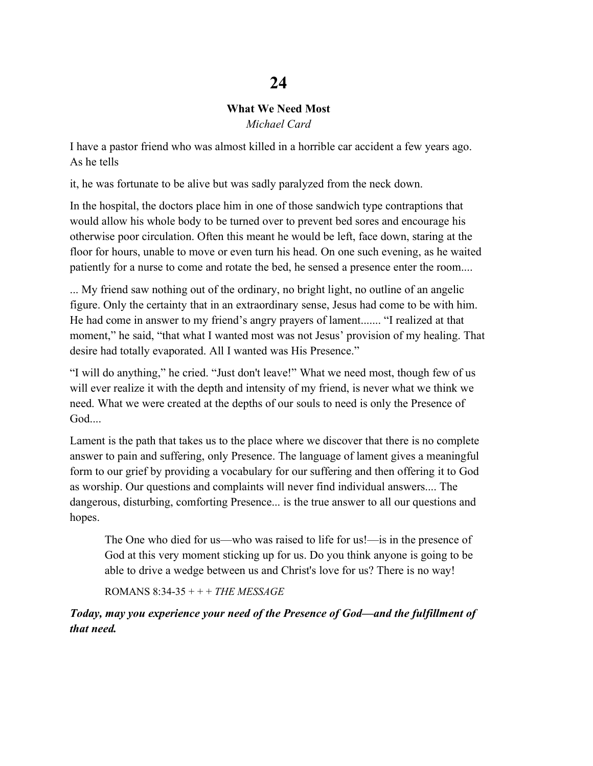# 24

## What We Need Most

*Michael Card*

I have a pastor friend who was almost killed in a horrible car accident a few years ago. As he tells

it, he was fortunate to be alive but was sadly paralyzed from the neck down.

In the hospital, the doctors place him in one of those sandwich type contraptions that would allow his whole body to be turned over to prevent bed sores and encourage his otherwise poor circulation. Often this meant he would be left, face down, staring at the floor for hours, unable to move or even turn his head. On one such evening, as he waited patiently for a nurse to come and rotate the bed, he sensed a presence enter the room....

... My friend saw nothing out of the ordinary, no bright light, no outline of an angelic figure. Only the certainty that in an extraordinary sense, Jesus had come to be with him. He had come in answer to my friend's angry prayers of lament....... "I realized at that moment," he said, "that what I wanted most was not Jesus' provision of my healing. That desire had totally evaporated. All I wanted was His Presence."

"I will do anything," he cried. "Just don't leave!" What we need most, though few of us will ever realize it with the depth and intensity of my friend, is never what we think we need. What we were created at the depths of our souls to need is only the Presence of God....

Lament is the path that takes us to the place where we discover that there is no complete answer to pain and suffering, only Presence. The language of lament gives a meaningful form to our grief by providing a vocabulary for our suffering and then offering it to God as worship. Our questions and complaints will never find individual answers.... The dangerous, disturbing, comforting Presence... is the true answer to all our questions and hopes.

> The One who died for us—who was raised to life for us!—is in the presence of God at this very moment sticking up for us. Do you think anyone is going to be able to drive a wedge between us and Christ's love for us? There is no way!
>
> ROMANS 8:34-35 + + + *THE MESSAGE*

***Today, may you experience your need of the Presence of God—and the fulfillment of that need.***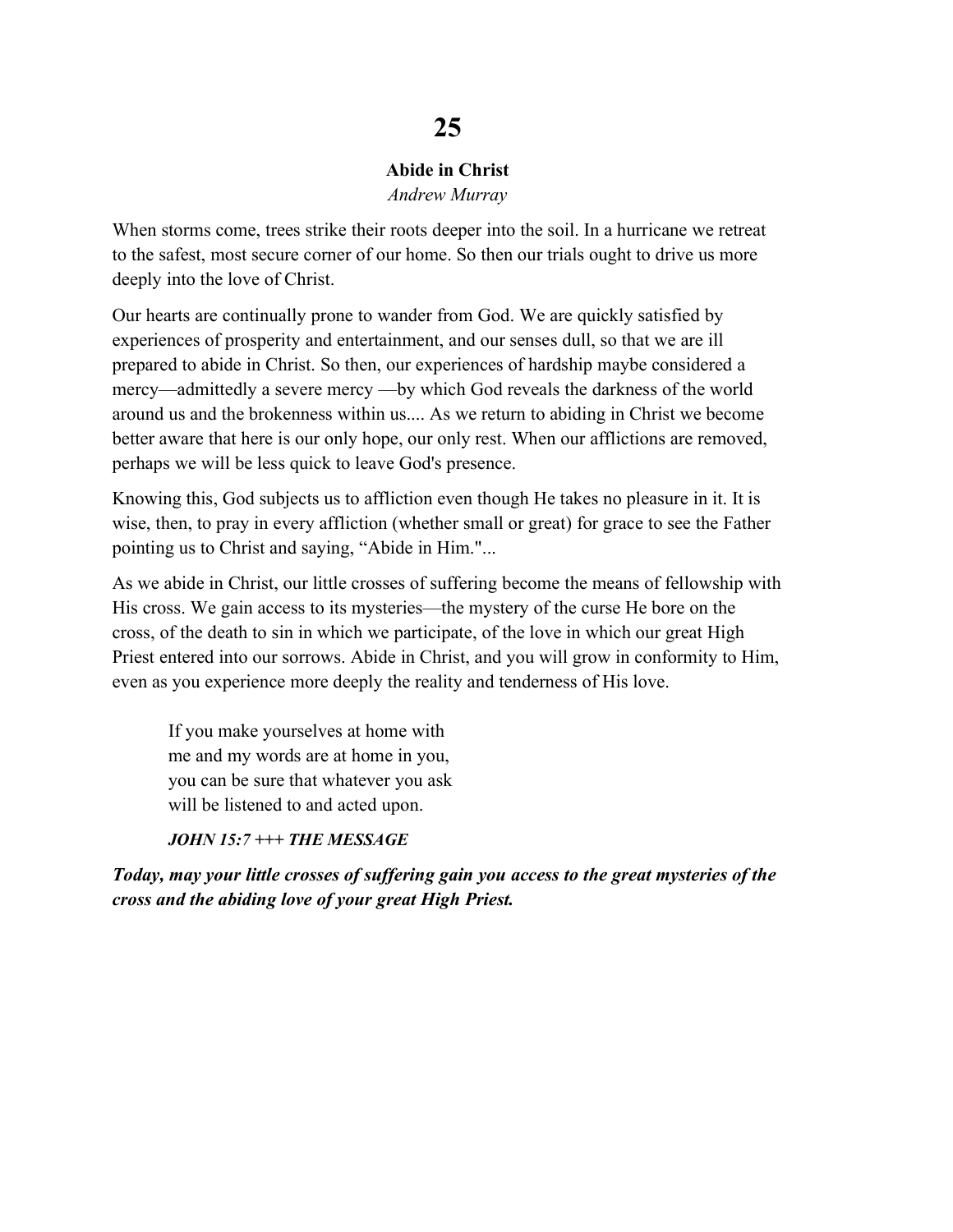# 25

## Abide in Christ

*Andrew Murray*

When storms come, trees strike their roots deeper into the soil. In a hurricane we retreat to the safest, most secure corner of our home. So then our trials ought to drive us more deeply into the love of Christ.

Our hearts are continually prone to wander from God. We are quickly satisfied by experiences of prosperity and entertainment, and our senses dull, so that we are ill prepared to abide in Christ. So then, our experiences of hardship maybe considered a mercy—admittedly a severe mercy —by which God reveals the darkness of the world around us and the brokenness within us.... As we return to abiding in Christ we become better aware that here is our only hope, our only rest. When our afflictions are removed, perhaps we will be less quick to leave God's presence.

Knowing this, God subjects us to affliction even though He takes no pleasure in it. It is wise, then, to pray in every affliction (whether small or great) for grace to see the Father pointing us to Christ and saying, "Abide in Him."...

As we abide in Christ, our little crosses of suffering become the means of fellowship with His cross. We gain access to its mysteries—the mystery of the curse He bore on the cross, of the death to sin in which we participate, of the love in which our great High Priest entered into our sorrows. Abide in Christ, and you will grow in conformity to Him, even as you experience more deeply the reality and tenderness of His love.

> If you make yourselves at home with
> me and my words are at home in you,
> you can be sure that whatever you ask
> will be listened to and acted upon.
>
> ***JOHN 15:7 +++ THE MESSAGE***

***Today, may your little crosses of suffering gain you access to the great mysteries of the cross and the abiding love of your great High Priest.***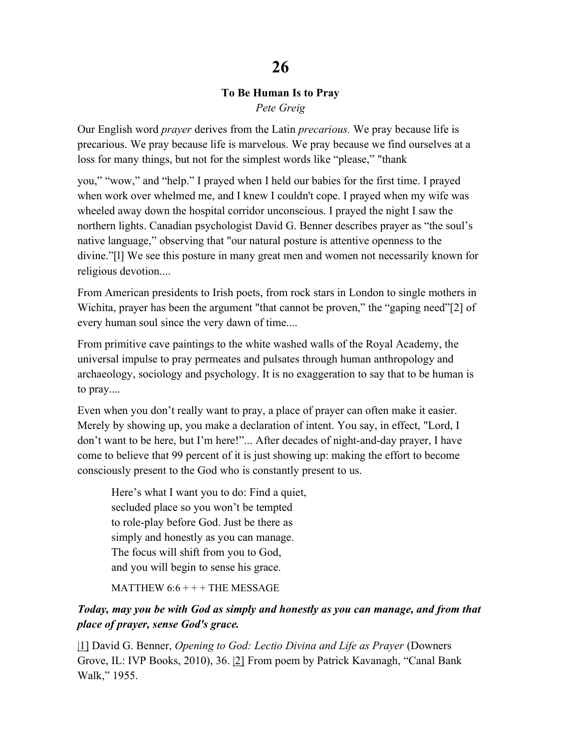# 26

## To Be Human Is to Pray

*Pete Greig*

Our English word *prayer* derives from the Latin *precarious.* We pray because life is precarious. We pray because life is marvelous. We pray because we find ourselves at a loss for many things, but not for the simplest words like "please," "thank you," "wow," and "help." I prayed when I held our babies for the first time. I prayed when work over whelmed me, and I knew I couldn't cope. I prayed when my wife was wheeled away down the hospital corridor unconscious. I prayed the night I saw the northern lights. Canadian psychologist David G. Benner describes prayer as "the soul's native language," observing that "our natural posture is attentive openness to the divine."[1] We see this posture in many great men and women not necessarily known for religious devotion....

From American presidents to Irish poets, from rock stars in London to single mothers in Wichita, prayer has been the argument "that cannot be proven," the "gaping need"[2] of every human soul since the very dawn of time....

From primitive cave paintings to the white washed walls of the Royal Academy, the universal impulse to pray permeates and pulsates through human anthropology and archaeology, sociology and psychology. It is no exaggeration to say that to be human is to pray....

Even when you don't really want to pray, a place of prayer can often make it easier. Merely by showing up, you make a declaration of intent. You say, in effect, "Lord, I don't want to be here, but I'm here!"... After decades of night-and-day prayer, I have come to believe that 99 percent of it is just showing up: making the effort to become consciously present to the God who is constantly present to us.

> Here's what I want you to do: Find a quiet,
> secluded place so you won't be tempted
> to role-play before God. Just be there as
> simply and honestly as you can manage.
> The focus will shift from you to God,
> and you will begin to sense his grace.
>
> MATTHEW 6:6 + + + THE MESSAGE

***Today, may you be with God as simply and honestly as you can manage, and from that place of prayer, sense God's grace.***

[1] David G. Benner, *Opening to God: Lectio Divina and Life as Prayer* (Downers Grove, IL: IVP Books, 2010), 36. [2] From poem by Patrick Kavanagh, "Canal Bank Walk," 1955.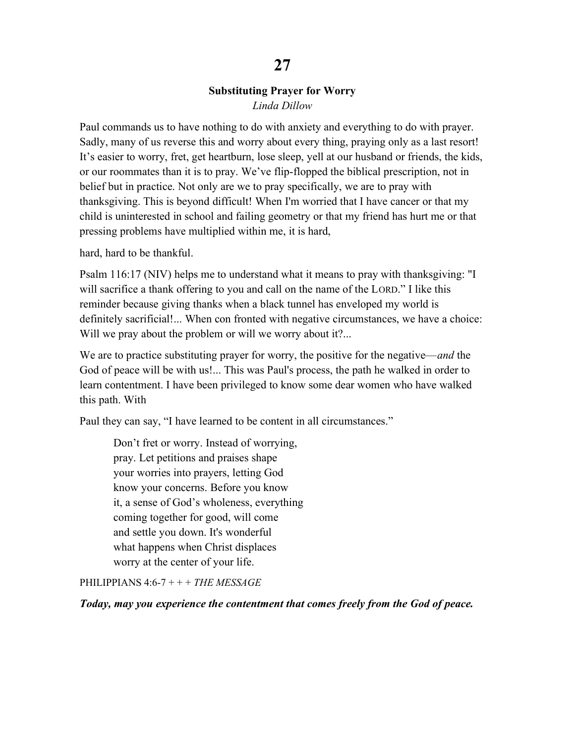# 27

### Substituting Prayer for Worry

*Linda Dillow*

Paul commands us to have nothing to do with anxiety and everything to do with prayer. Sadly, many of us reverse this and worry about every thing, praying only as a last resort! It's easier to worry, fret, get heartburn, lose sleep, yell at our husband or friends, the kids, or our roommates than it is to pray. We've flip-flopped the biblical prescription, not in belief but in practice. Not only are we to pray specifically, we are to pray with thanksgiving. This is beyond difficult! When I'm worried that I have cancer or that my child is uninterested in school and failing geometry or that my friend has hurt me or that pressing problems have multiplied within me, it is hard, hard, hard to be thankful.

Psalm 116:17 (NIV) helps me to understand what it means to pray with thanksgiving: "I will sacrifice a thank offering to you and call on the name of the LORD." I like this reminder because giving thanks when a black tunnel has enveloped my world is definitely sacrificial!... When con fronted with negative circumstances, we have a choice: Will we pray about the problem or will we worry about it?...

We are to practice substituting prayer for worry, the positive for the negative—*and* the God of peace will be with us!... This was Paul's process, the path he walked in order to learn contentment. I have been privileged to know some dear women who have walked this path. With Paul they can say, "I have learned to be content in all circumstances."

> Don't fret or worry. Instead of worrying,
> pray. Let petitions and praises shape
> your worries into prayers, letting God
> know your concerns. Before you know
> it, a sense of God's wholeness, everything
> coming together for good, will come
> and settle you down. It's wonderful
> what happens when Christ displaces
> worry at the center of your life.

PHILIPPIANS 4:6-7 + + + *THE MESSAGE*

***Today, may you experience the contentment that comes freely from the God of peace.***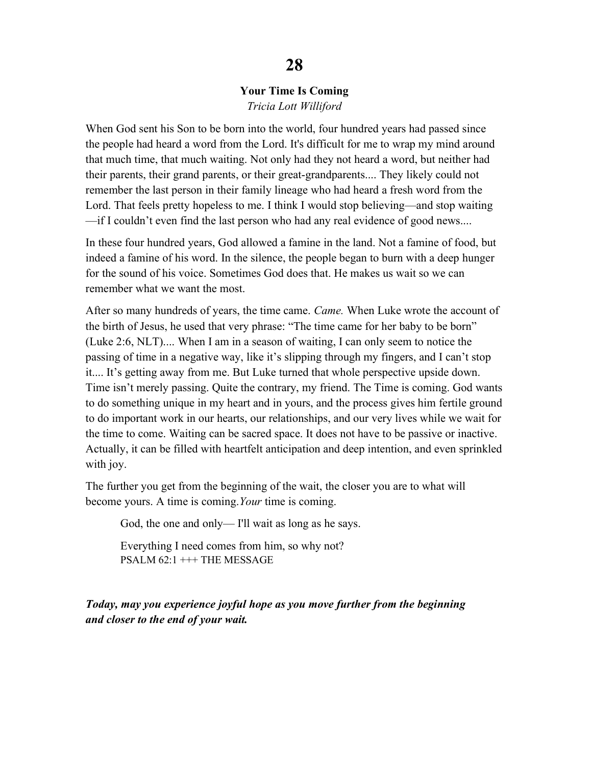# 28

### Your Time Is Coming

*Tricia Lott Williford*

When God sent his Son to be born into the world, four hundred years had passed since the people had heard a word from the Lord. It's difficult for me to wrap my mind around that much time, that much waiting. Not only had they not heard a word, but neither had their parents, their grand parents, or their great-grandparents.... They likely could not remember the last person in their family lineage who had heard a fresh word from the Lord. That feels pretty hopeless to me. I think I would stop believing—and stop waiting—if I couldn't even find the last person who had any real evidence of good news....

In these four hundred years, God allowed a famine in the land. Not a famine of food, but indeed a famine of his word. In the silence, the people began to burn with a deep hunger for the sound of his voice. Sometimes God does that. He makes us wait so we can remember what we want the most.

After so many hundreds of years, the time came. *Came.* When Luke wrote the account of the birth of Jesus, he used that very phrase: "The time came for her baby to be born" (Luke 2:6, NLT).... When I am in a season of waiting, I can only seem to notice the passing of time in a negative way, like it's slipping through my fingers, and I can't stop it.... It's getting away from me. But Luke turned that whole perspective upside down. Time isn't merely passing. Quite the contrary, my friend. The Time is coming. God wants to do something unique in my heart and in yours, and the process gives him fertile ground to do important work in our hearts, our relationships, and our very lives while we wait for the time to come. Waiting can be sacred space. It does not have to be passive or inactive. Actually, it can be filled with heartfelt anticipation and deep intention, and even sprinkled with joy.

The further you get from the beginning of the wait, the closer you are to what will become yours. A time is coming. *Your* time is coming.

> God, the one and only— I'll wait as long as he says.
>
> Everything I need comes from him, so why not?
> PSALM 62:1 +++ THE MESSAGE

***Today, may you experience joyful hope as you move further from the beginning and closer to the end of your wait.***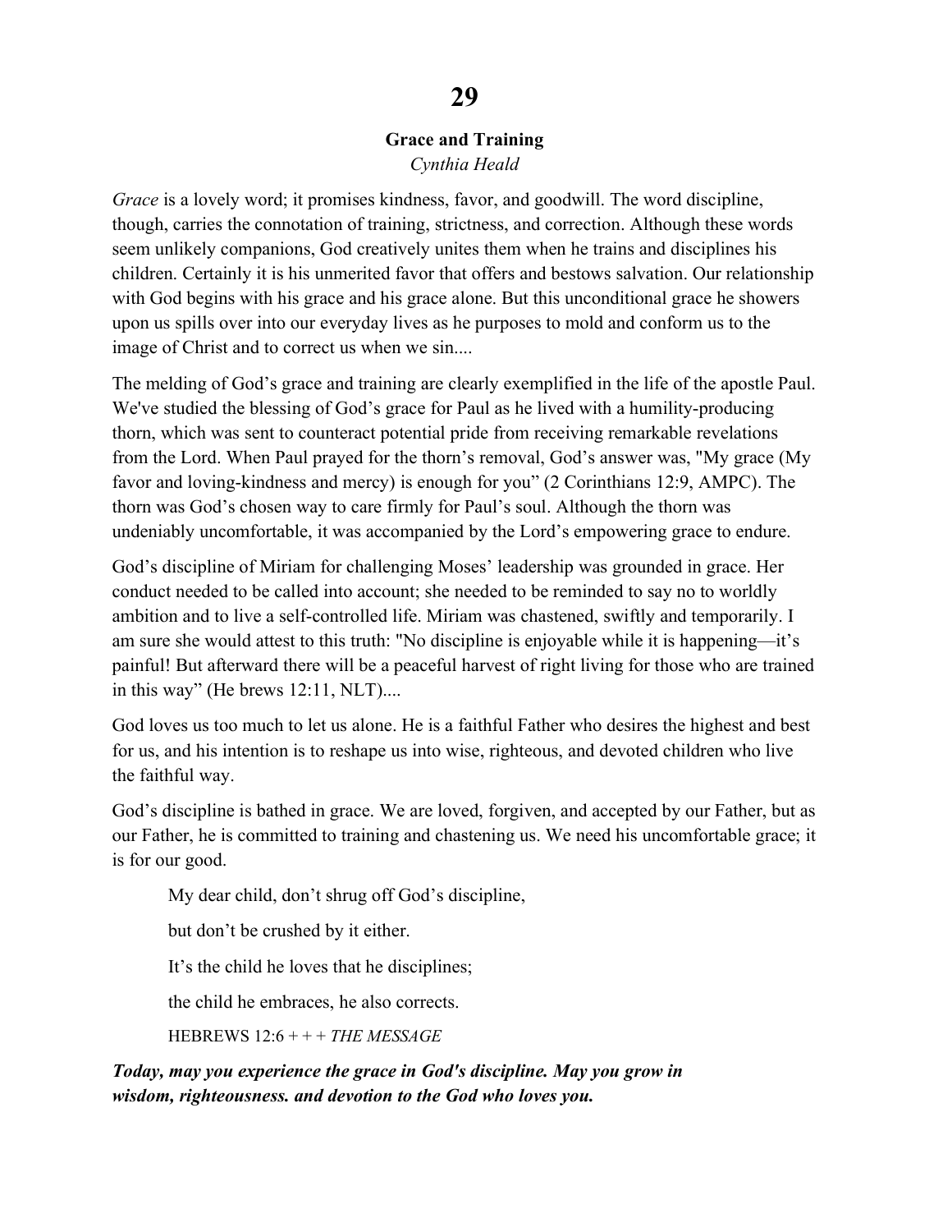# 29

## Grace and Training

*Cynthia Heald*

*Grace* is a lovely word; it promises kindness, favor, and goodwill. The word discipline, though, carries the connotation of training, strictness, and correction. Although these words seem unlikely companions, God creatively unites them when he trains and disciplines his children. Certainly it is his unmerited favor that offers and bestows salvation. Our relationship with God begins with his grace and his grace alone. But this unconditional grace he showers upon us spills over into our everyday lives as he purposes to mold and conform us to the image of Christ and to correct us when we sin....

The melding of God's grace and training are clearly exemplified in the life of the apostle Paul. We've studied the blessing of God's grace for Paul as he lived with a humility-producing thorn, which was sent to counteract potential pride from receiving remarkable revelations from the Lord. When Paul prayed for the thorn's removal, God's answer was, "My grace (My favor and loving-kindness and mercy) is enough for you" (2 Corinthians 12:9, AMPC). The thorn was God's chosen way to care firmly for Paul's soul. Although the thorn was undeniably uncomfortable, it was accompanied by the Lord's empowering grace to endure.

God's discipline of Miriam for challenging Moses' leadership was grounded in grace. Her conduct needed to be called into account; she needed to be reminded to say no to worldly ambition and to live a self-controlled life. Miriam was chastened, swiftly and temporarily. I am sure she would attest to this truth: "No discipline is enjoyable while it is happening—it's painful! But afterward there will be a peaceful harvest of right living for those who are trained in this way" (He brews 12:11, NLT)....

God loves us too much to let us alone. He is a faithful Father who desires the highest and best for us, and his intention is to reshape us into wise, righteous, and devoted children who live the faithful way.

God's discipline is bathed in grace. We are loved, forgiven, and accepted by our Father, but as our Father, he is committed to training and chastening us. We need his uncomfortable grace; it is for our good.

> My dear child, don't shrug off God's discipline,
>
> but don't be crushed by it either.
>
> It's the child he loves that he disciplines;
>
> the child he embraces, he also corrects.
>
> HEBREWS 12:6 + + + *THE MESSAGE*

***Today, may you experience the grace in God's discipline. May you grow in wisdom, righteousness. and devotion to the God who loves you.***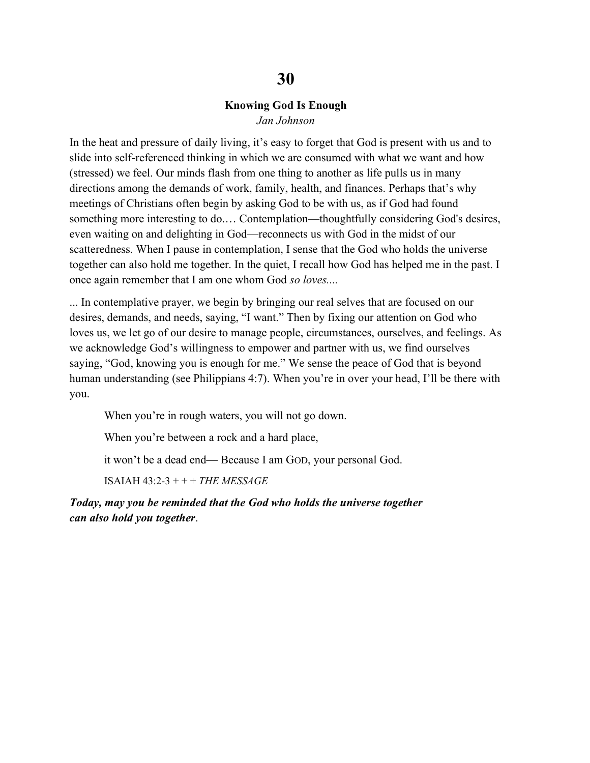# 30

### Knowing God Is Enough

*Jan Johnson*

In the heat and pressure of daily living, it's easy to forget that God is present with us and to slide into self-referenced thinking in which we are consumed with what we want and how (stressed) we feel. Our minds flash from one thing to another as life pulls us in many directions among the demands of work, family, health, and finances. Perhaps that's why meetings of Christians often begin by asking God to be with us, as if God had found something more interesting to do.… Contemplation—thoughtfully considering God's desires, even waiting on and delighting in God—reconnects us with God in the midst of our scatteredness. When I pause in contemplation, I sense that the God who holds the universe together can also hold me together. In the quiet, I recall how God has helped me in the past. I once again remember that I am one whom God *so loves....*

... In contemplative prayer, we begin by bringing our real selves that are focused on our desires, demands, and needs, saying, "I want." Then by fixing our attention on God who loves us, we let go of our desire to manage people, circumstances, ourselves, and feelings. As we acknowledge God's willingness to empower and partner with us, we find ourselves saying, "God, knowing you is enough for me." We sense the peace of God that is beyond human understanding (see Philippians 4:7). When you're in over your head, I'll be there with you.

> When you're in rough waters, you will not go down.
>
> When you're between a rock and a hard place,
>
> it won't be a dead end— Because I am GOD, your personal God.
>
> ISAIAH 43:2-3 + + + *THE MESSAGE*

***Today, may you be reminded that the God who holds the universe together can also hold you together***.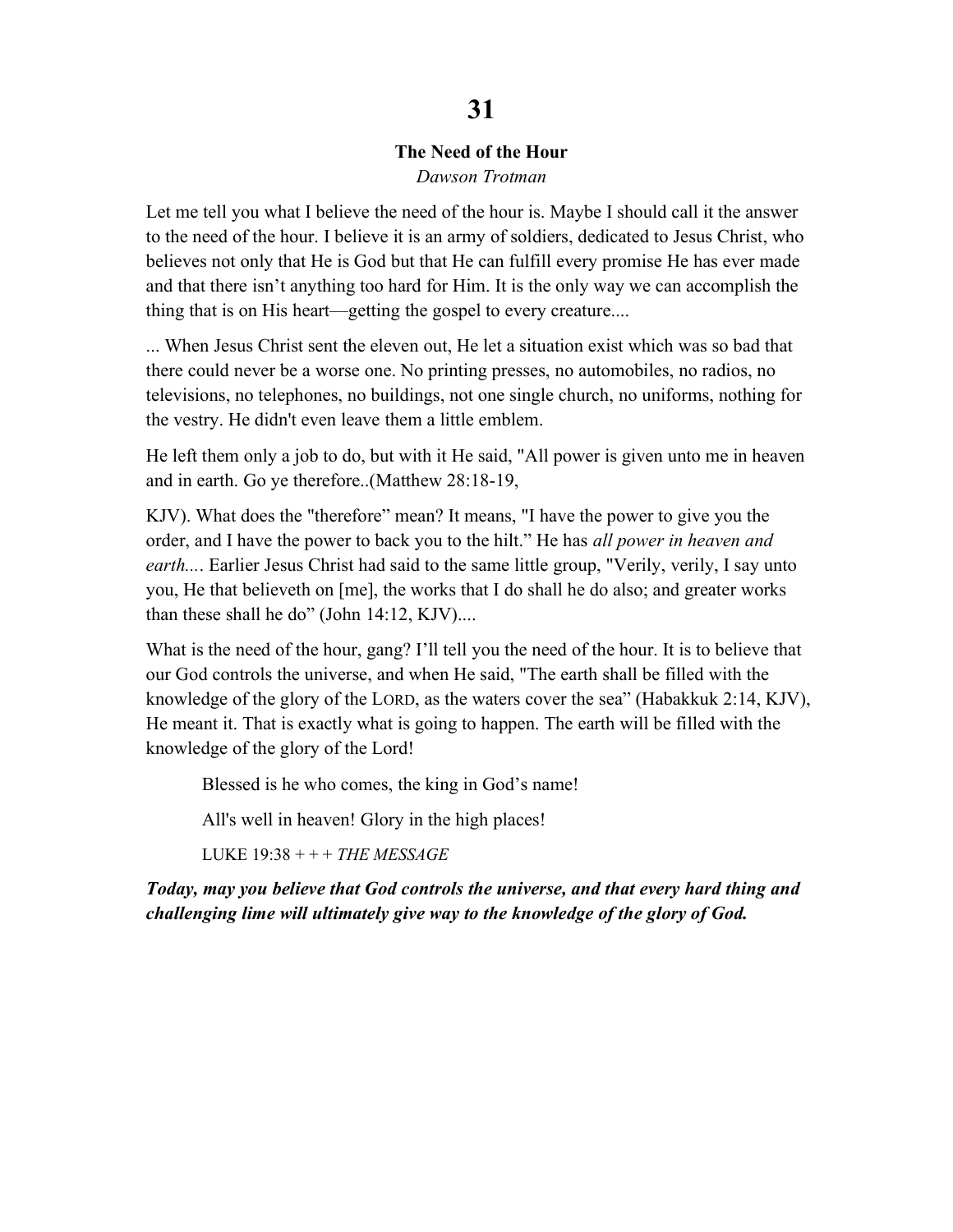# 31

## The Need of the Hour

*Dawson Trotman*

Let me tell you what I believe the need of the hour is. Maybe I should call it the answer to the need of the hour. I believe it is an army of soldiers, dedicated to Jesus Christ, who believes not only that He is God but that He can fulfill every promise He has ever made and that there isn't anything too hard for Him. It is the only way we can accomplish the thing that is on His heart—getting the gospel to every creature....

... When Jesus Christ sent the eleven out, He let a situation exist which was so bad that there could never be a worse one. No printing presses, no automobiles, no radios, no televisions, no telephones, no buildings, not one single church, no uniforms, nothing for the vestry. He didn't even leave them a little emblem.

He left them only a job to do, but with it He said, "All power is given unto me in heaven and in earth. Go ye therefore..(Matthew 28:18-19,

KJV). What does the "therefore" mean? It means, "I have the power to give you the order, and I have the power to back you to the hilt." He has *all power in heaven and earth....* Earlier Jesus Christ had said to the same little group, "Verily, verily, I say unto you, He that believeth on [me], the works that I do shall he do also; and greater works than these shall he do" (John 14:12, KJV)....

What is the need of the hour, gang? I'll tell you the need of the hour. It is to believe that our God controls the universe, and when He said, "The earth shall be filled with the knowledge of the glory of the LORD, as the waters cover the sea" (Habakkuk 2:14, KJV), He meant it. That is exactly what is going to happen. The earth will be filled with the knowledge of the glory of the Lord!

> Blessed is he who comes, the king in God's name!
>
> All's well in heaven! Glory in the high places!
>
> LUKE 19:38 + + + *THE MESSAGE*

***Today, may you believe that God controls the universe, and that every hard thing and challenging lime will ultimately give way to the knowledge of the glory of God.***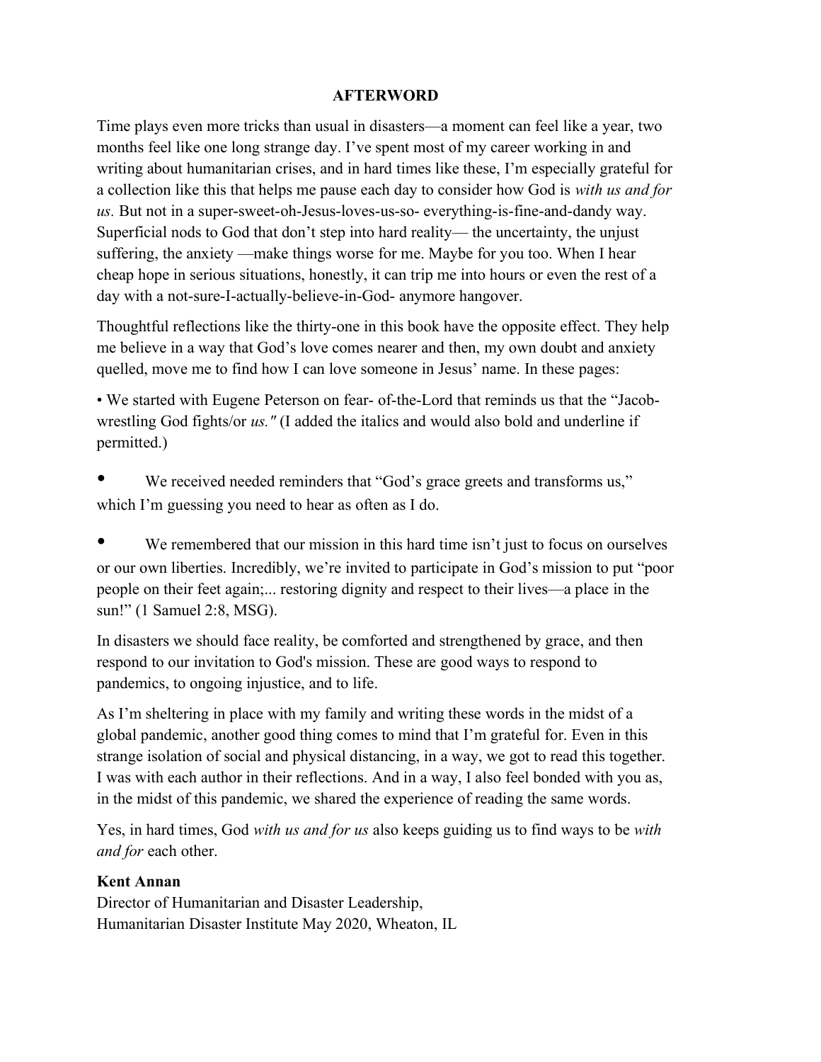## AFTERWORD

Time plays even more tricks than usual in disasters—a moment can feel like a year, two months feel like one long strange day. I've spent most of my career working in and writing about humanitarian crises, and in hard times like these, I'm especially grateful for a collection like this that helps me pause each day to consider how God is *with us and for us.* But not in a super-sweet-oh-Jesus-loves-us-so- everything-is-fine-and-dandy way. Superficial nods to God that don't step into hard reality— the uncertainty, the unjust suffering, the anxiety —make things worse for me. Maybe for you too. When I hear cheap hope in serious situations, honestly, it can trip me into hours or even the rest of a day with a not-sure-I-actually-believe-in-God- anymore hangover.

Thoughtful reflections like the thirty-one in this book have the opposite effect. They help me believe in a way that God's love comes nearer and then, my own doubt and anxiety quelled, move me to find how I can love someone in Jesus' name. In these pages:

- We started with Eugene Peterson on fear- of-the-Lord that reminds us that the "Jacob-wrestling God fights/or *us."* (I added the italics and would also bold and underline if permitted.)

- We received needed reminders that "God's grace greets and transforms us," which I'm guessing you need to hear as often as I do.

- We remembered that our mission in this hard time isn't just to focus on ourselves or our own liberties. Incredibly, we're invited to participate in God's mission to put "poor people on their feet again;... restoring dignity and respect to their lives—a place in the sun!" (1 Samuel 2:8, MSG).

In disasters we should face reality, be comforted and strengthened by grace, and then respond to our invitation to God's mission. These are good ways to respond to pandemics, to ongoing injustice, and to life.

As I'm sheltering in place with my family and writing these words in the midst of a global pandemic, another good thing comes to mind that I'm grateful for. Even in this strange isolation of social and physical distancing, in a way, we got to read this together. I was with each author in their reflections. And in a way, I also feel bonded with you as, in the midst of this pandemic, we shared the experience of reading the same words.

Yes, in hard times, God *with us and for us* also keeps guiding us to find ways to be *with and for* each other.

**Kent Annan**
Director of Humanitarian and Disaster Leadership,
Humanitarian Disaster Institute May 2020, Wheaton, IL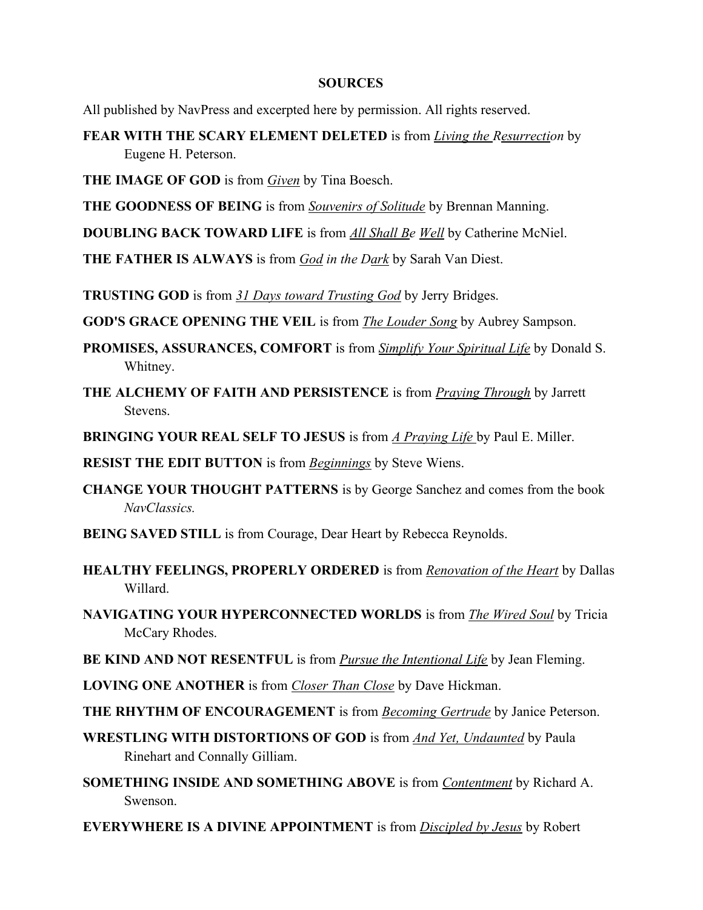## SOURCES

All published by NavPress and excerpted here by permission. All rights reserved.

**FEAR WITH THE SCARY ELEMENT DELETED** is from *Living the Resurrection* by Eugene H. Peterson.

**THE IMAGE OF GOD** is from *Given* by Tina Boesch.

**THE GOODNESS OF BEING** is from *Souvenirs of Solitude* by Brennan Manning.

**DOUBLING BACK TOWARD LIFE** is from *All Shall Be Well* by Catherine McNiel.

**THE FATHER IS ALWAYS** is from *God in the Dark* by Sarah Van Diest.

**TRUSTING GOD** is from *31 Days toward Trusting God* by Jerry Bridges.

**GOD'S GRACE OPENING THE VEIL** is from *The Louder Song* by Aubrey Sampson.

**PROMISES, ASSURANCES, COMFORT** is from *Simplify Your Spiritual Life* by Donald S. Whitney.

**THE ALCHEMY OF FAITH AND PERSISTENCE** is from *Praying Through* by Jarrett Stevens.

**BRINGING YOUR REAL SELF TO JESUS** is from *A Praying Life* by Paul E. Miller.

**RESIST THE EDIT BUTTON** is from *Beginnings* by Steve Wiens.

**CHANGE YOUR THOUGHT PATTERNS** is by George Sanchez and comes from the book *NavClassics.*

**BEING SAVED STILL** is from Courage, Dear Heart by Rebecca Reynolds.

**HEALTHY FEELINGS, PROPERLY ORDERED** is from *Renovation of the Heart* by Dallas Willard.

**NAVIGATING YOUR HYPERCONNECTED WORLDS** is from *The Wired Soul* by Tricia McCary Rhodes.

**BE KIND AND NOT RESENTFUL** is from *Pursue the Intentional Life* by Jean Fleming.

**LOVING ONE ANOTHER** is from *Closer Than Close* by Dave Hickman.

**THE RHYTHM OF ENCOURAGEMENT** is from *Becoming Gertrude* by Janice Peterson.

**WRESTLING WITH DISTORTIONS OF GOD** is from *And Yet, Undaunted* by Paula Rinehart and Connally Gilliam.

**SOMETHING INSIDE AND SOMETHING ABOVE** is from *Contentment* by Richard A. Swenson.

**EVERYWHERE IS A DIVINE APPOINTMENT** is from *Discipled by Jesus* by Robert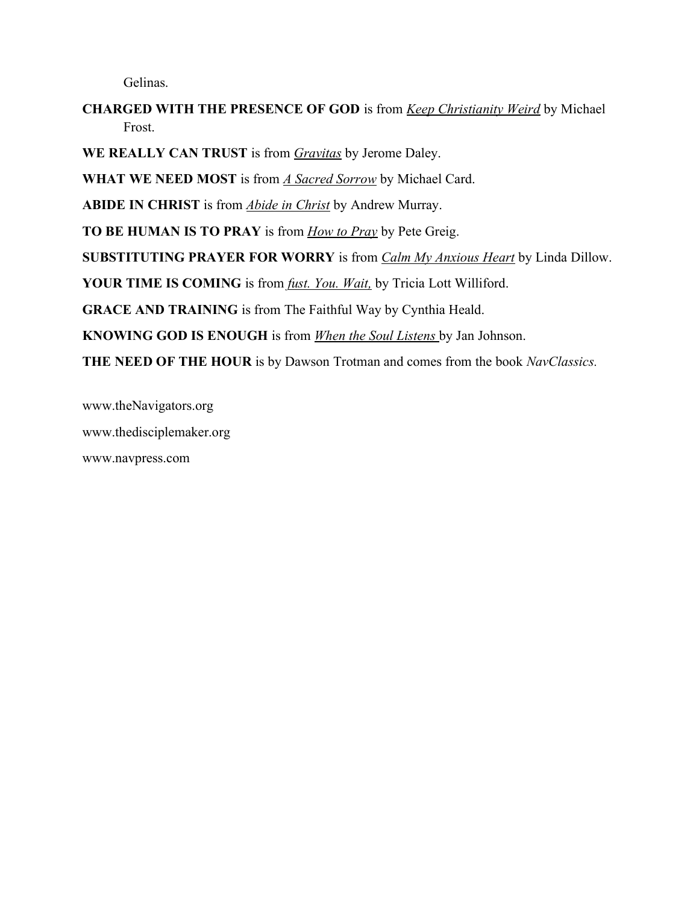Gelinas.

**CHARGED WITH THE PRESENCE OF GOD** is from *Keep Christianity Weird* by Michael Frost.

**WE REALLY CAN TRUST** is from *Gravitas* by Jerome Daley.

**WHAT WE NEED MOST** is from *A Sacred Sorrow* by Michael Card.

**ABIDE IN CHRIST** is from *Abide in Christ* by Andrew Murray.

**TO BE HUMAN IS TO PRAY** is from *How to Pray* by Pete Greig.

**SUBSTITUTING PRAYER FOR WORRY** is from *Calm My Anxious Heart* by Linda Dillow.

**YOUR TIME IS COMING** is from *fust. You. Wait,* by Tricia Lott Williford.

**GRACE AND TRAINING** is from The Faithful Way by Cynthia Heald.

**KNOWING GOD IS ENOUGH** is from *When the Soul Listens* by Jan Johnson.

**THE NEED OF THE HOUR** is by Dawson Trotman and comes from the book *NavClassics.*

www.theNavigators.org

www.thedisciplemaker.org

www.navpress.com